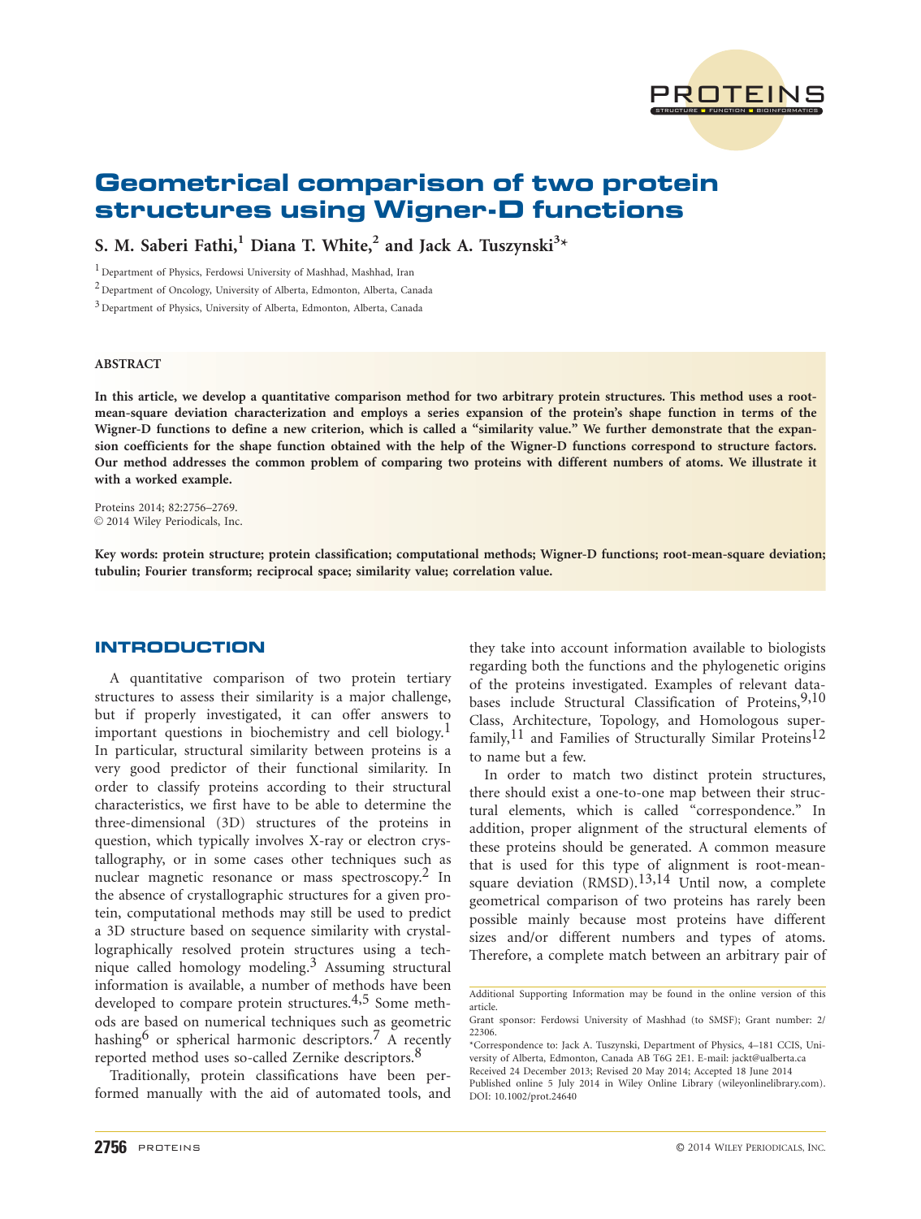# Geometrical comparison of two protein structures using Wigner-D functions

**S. M. Saberi Fathi,[1] Diana T. White,[2] and Jack A. Tuszynski[3]***

[1] Department of Physics, Ferdowsi University of Mashhad, Mashhad, Iran

[2] Department of Oncology, University of Alberta, Edmonton, Alberta, Canada

[3] Department of Physics, University of Alberta, Edmonton, Alberta, Canada

## ABSTRACT

**In this article, we develop a quantitative comparison method for two arbitrary protein structures. This method uses a root-mean-square deviation characterization and employs a series expansion of the protein's shape function in terms of the Wigner-D functions to define a new criterion, which is called a "similarity value." We further demonstrate that the expansion coefficients for the shape function obtained with the help of the Wigner-D functions correspond to structure factors. Our method addresses the common problem of comparing two proteins with different numbers of atoms. We illustrate it with a worked example.**

Proteins 2014; 82:2756–2769.
© 2014 Wiley Periodicals, Inc.

**Key words: protein structure; protein classification; computational methods; Wigner-D functions; root-mean-square deviation; tubulin; Fourier transform; reciprocal space; similarity value; correlation value.**

## INTRODUCTION

A quantitative comparison of two protein tertiary structures to assess their similarity is a major challenge, but if properly investigated, it can offer answers to important questions in biochemistry and cell biology.[1] In particular, structural similarity between proteins is a very good predictor of their functional similarity. In order to classify proteins according to their structural characteristics, we first have to be able to determine the three-dimensional (3D) structures of the proteins in question, which typically involves X-ray or electron crystallography, or in some cases other techniques such as nuclear magnetic resonance or mass spectroscopy.[2] In the absence of crystallographic structures for a given protein, computational methods may still be used to predict a 3D structure based on sequence similarity with crystallographically resolved protein structures using a technique called homology modeling.[3] Assuming structural information is available, a number of methods have been developed to compare protein structures.[4,5] Some methods are based on numerical techniques such as geometric hashing[6] or spherical harmonic descriptors.[7] A recently reported method uses so-called Zernike descriptors.[8]

Traditionally, protein classifications have been performed manually with the aid of automated tools, and they take into account information available to biologists regarding both the functions and the phylogenetic origins of the proteins investigated. Examples of relevant databases include Structural Classification of Proteins,[9,10] Class, Architecture, Topology, and Homologous superfamily,[11] and Families of Structurally Similar Proteins[12] to name but a few.

In order to match two distinct protein structures, there should exist a one-to-one map between their structural elements, which is called "correspondence." In addition, proper alignment of the structural elements of these proteins should be generated. A common measure that is used for this type of alignment is root-mean-square deviation (RMSD).[13,14] Until now, a complete geometrical comparison of two proteins has rarely been possible mainly because most proteins have different sizes and/or different numbers and types of atoms. Therefore, a complete match between an arbitrary pair of

---

Additional Supporting Information may be found in the online version of this article.

Grant sponsor: Ferdowsi University of Mashhad (to SMSF); Grant number: 2/22306.

*Correspondence to: Jack A. Tuszynski, Department of Physics, 4–181 CCIS, University of Alberta, Edmonton, Canada AB T6G 2E1. E-mail: jackt@ualberta.ca

Received 24 December 2013; Revised 20 May 2014; Accepted 18 June 2014

Published online 5 July 2014 in Wiley Online Library (wileyonlinelibrary.com). DOI: 10.1002/prot.24640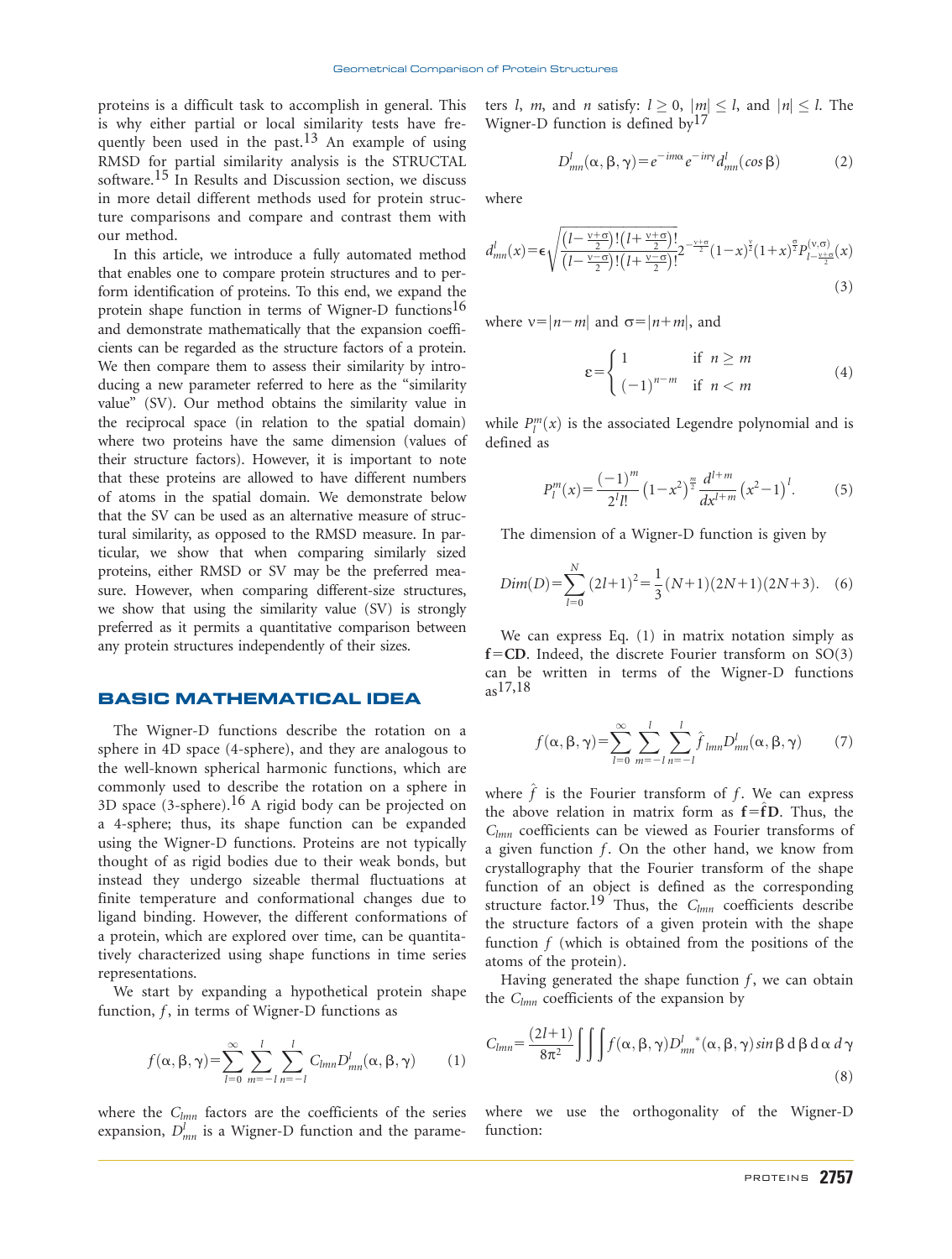proteins is a difficult task to accomplish in general. This is why either partial or local similarity tests have frequently been used in the past.[13] An example of using RMSD for partial similarity analysis is the STRUCTAL software.[15] In Results and Discussion section, we discuss in more detail different methods used for protein structure comparisons and compare and contrast them with our method.

In this article, we introduce a fully automated method that enables one to compare protein structures and to perform identification of proteins. To this end, we expand the protein shape function in terms of Wigner-D functions[16] and demonstrate mathematically that the expansion coefficients can be regarded as the structure factors of a protein. We then compare them to assess their similarity by introducing a new parameter referred to here as the "similarity value" (SV). Our method obtains the similarity value in the reciprocal space (in relation to the spatial domain) where two proteins have the same dimension (values of their structure factors). However, it is important to note that these proteins are allowed to have different numbers of atoms in the spatial domain. We demonstrate below that the SV can be used as an alternative measure of structural similarity, as opposed to the RMSD measure. In particular, we show that when comparing similarly sized proteins, either RMSD or SV may be the preferred measure. However, when comparing different-size structures, we show that using the similarity value (SV) is strongly preferred as it permits a quantitative comparison between any protein structures independently of their sizes.

## BASIC MATHEMATICAL IDEA

The Wigner-D functions describe the rotation on a sphere in 4D space (4-sphere), and they are analogous to the well-known spherical harmonic functions, which are commonly used to describe the rotation on a sphere in 3D space (3-sphere).[16] A rigid body can be projected on a 4-sphere; thus, its shape function can be expanded using the Wigner-D functions. Proteins are not typically thought of as rigid bodies due to their weak bonds, but instead they undergo sizeable thermal fluctuations at finite temperature and conformational changes due to ligand binding. However, the different conformations of a protein, which are explored over time, can be quantitatively characterized using shape functions in time series representations.

We start by expanding a hypothetical protein shape function, $f$, in terms of Wigner-D functions as

$$f(\alpha,\beta,\gamma)=\sum_{l=0}^{\infty}\sum_{m=-l}^{l}\sum_{n=-l}^{l}C_{lmn}D_{mn}^{l}(\alpha,\beta,\gamma) \tag{1}$$

where the $C_{lmn}$ factors are the coefficients of the series expansion, $D_{mn}^{l}$ is a Wigner-D function and the parameters $l$, $m$, and $n$ satisfy: $l \geq 0$, $|m| \leq l$, and $|n| \leq l$. The Wigner-D function is defined by[17]

$$D_{mn}^{l}(\alpha,\beta,\gamma)=e^{-im\alpha}e^{-in\gamma}d_{mn}^{l}(\cos\beta) \tag{2}$$

where

$$d_{mn}^{l}(x)=\epsilon\sqrt{\frac{\left(l-\frac{\nu+\sigma}{2}\right)!\left(l+\frac{\nu+\sigma}{2}\right)!}{\left(l-\frac{\nu-\sigma}{2}\right)!\left(l+\frac{\nu-\sigma}{2}\right)!}}2^{-\frac{\nu+\sigma}{2}}(1-x)^{\frac{\nu}{2}}(1+x)^{\frac{\sigma}{2}}P_{l-\frac{\nu+\sigma}{2}}^{(\nu,\sigma)}(x) \tag{3}$$

where $\nu=|n-m|$ and $\sigma=|n+m|$, and

$$\varepsilon=\begin{cases}1 & \text{if } n\geq m\\ (-1)^{n-m} & \text{if } n<m\end{cases} \tag{4}$$

while $P_{l}^{m}(x)$ is the associated Legendre polynomial and is defined as

$$P_{l}^{m}(x)=\frac{(-1)^{m}}{2^{l}l!}\left(1-x^{2}\right)^{\frac{m}{2}}\frac{d^{l+m}}{dx^{l+m}}\left(x^{2}-1\right)^{l}. \tag{5}$$

The dimension of a Wigner-D function is given by

$$Dim(D)=\sum_{l=0}^{N}(2l+1)^{2}=\frac{1}{3}(N+1)(2N+1)(2N+3). \tag{6}$$

We can express Eq. (1) in matrix notation simply as $\mathbf{f}=\mathbf{CD}$. Indeed, the discrete Fourier transform on SO(3) can be written in terms of the Wigner-D functions as[17,18]

$$f(\alpha,\beta,\gamma)=\sum_{l=0}^{\infty}\sum_{m=-l}^{l}\sum_{n=-l}^{l}\hat{f}_{lmn}D_{mn}^{l}(\alpha,\beta,\gamma) \tag{7}$$

where $\hat{f}$ is the Fourier transform of $f$. We can express the above relation in matrix form as $\mathbf{f}=\hat{\mathbf{f}}\mathbf{D}$. Thus, the $C_{lmn}$ coefficients can be viewed as Fourier transforms of a given function $f$. On the other hand, we know from crystallography that the Fourier transform of the shape function of an object is defined as the corresponding structure factor.[19] Thus, the $C_{lmn}$ coefficients describe the structure factors of a given protein with the shape function $f$ (which is obtained from the positions of the atoms of the protein).

Having generated the shape function $f$, we can obtain the $C_{lmn}$ coefficients of the expansion by

$$C_{lmn}=\frac{(2l+1)}{8\pi^{2}}\iiint f(\alpha,\beta,\gamma)D_{mn}^{l\,*}(\alpha,\beta,\gamma)\sin\beta\,d\beta\,d\alpha\,d\gamma \tag{8}$$

where we use the orthogonality of the Wigner-D function: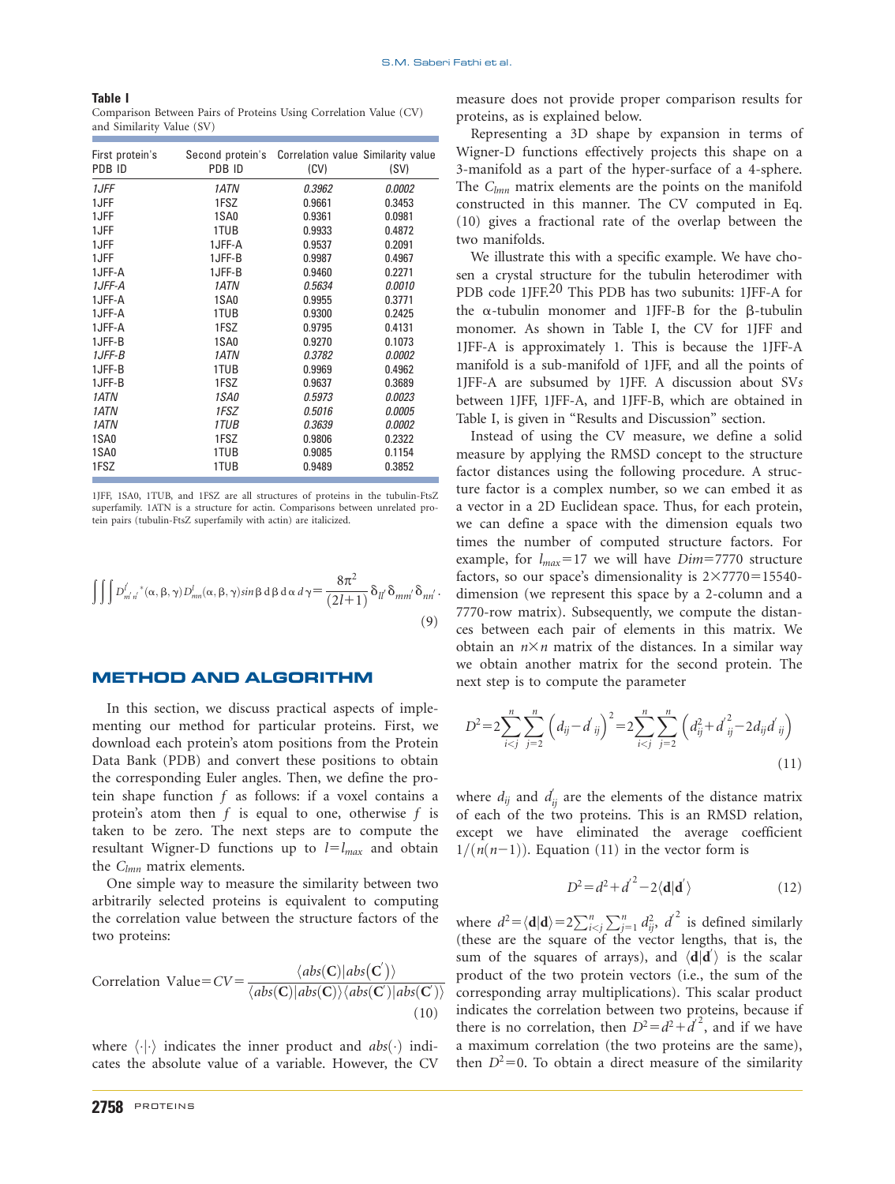**Table I**

Comparison Between Pairs of Proteins Using Correlation Value (CV) and Similarity Value (SV)

| First protein's PDB ID | Second protein's PDB ID | Correlation value (CV) | Similarity value (SV) |
|---|---|---|---|
| *1JFF* | *1ATN* | *0.3962* | *0.0002* |
| 1JFF | 1FSZ | 0.9661 | 0.3453 |
| 1JFF | 1SA0 | 0.9361 | 0.0981 |
| 1JFF | 1TUB | 0.9933 | 0.4872 |
| 1JFF | 1JFF-A | 0.9537 | 0.2091 |
| 1JFF | 1JFF-B | 0.9987 | 0.4967 |
| 1JFF-A | 1JFF-B | 0.9460 | 0.2271 |
| *1JFF-A* | *1ATN* | *0.5634* | *0.0010* |
| 1JFF-A | 1SA0 | 0.9955 | 0.3771 |
| 1JFF-A | 1TUB | 0.9300 | 0.2425 |
| 1JFF-A | 1FSZ | 0.9795 | 0.4131 |
| 1JFF-B | 1SA0 | 0.9270 | 0.1073 |
| *1JFF-B* | *1ATN* | *0.3782* | *0.0002* |
| 1JFF-B | 1TUB | 0.9969 | 0.4962 |
| 1JFF-B | 1FSZ | 0.9637 | 0.3689 |
| *1ATN* | *1SA0* | *0.5973* | *0.0023* |
| *1ATN* | *1FSZ* | *0.5016* | *0.0005* |
| *1ATN* | *1TUB* | *0.3639* | *0.0002* |
| 1SA0 | 1FSZ | 0.9806 | 0.2322 |
| 1SA0 | 1TUB | 0.9085 | 0.1154 |
| 1FSZ | 1TUB | 0.9489 | 0.3852 |

1JFF, 1SA0, 1TUB, and 1FSZ are all structures of proteins in the tubulin-FtsZ superfamily. 1ATN is a structure for actin. Comparisons between unrelated protein pairs (tubulin-FtsZ superfamily with actin) are italicized.

$$\iiint D^{l'}_{m'n'}{}^{*}(\alpha,\beta,\gamma)\,D^{l}_{mn}(\alpha,\beta,\gamma)\sin\beta\, d\beta\, d\alpha\, d\gamma = \frac{8\pi^2}{(2l+1)}\delta_{ll'}\delta_{mm'}\delta_{nn'}. \tag{9}$$

## METHOD AND ALGORITHM

In this section, we discuss practical aspects of implementing our method for particular proteins. First, we download each protein's atom positions from the Protein Data Bank (PDB) and convert these positions to obtain the corresponding Euler angles. Then, we define the protein shape function $f$ as follows: if a voxel contains a protein's atom then $f$ is equal to one, otherwise $f$ is taken to be zero. The next steps are to compute the resultant Wigner-D functions up to $l=l_{max}$ and obtain the $C_{lmn}$ matrix elements.

One simple way to measure the similarity between two arbitrarily selected proteins is equivalent to computing the correlation value between the structure factors of the two proteins:

$$\text{Correlation Value} = CV = \frac{\langle abs(\mathbf{C})|abs(\mathbf{C}')\rangle}{\langle abs(\mathbf{C})|abs(\mathbf{C})\rangle\langle abs(\mathbf{C}')|abs(\mathbf{C}')\rangle} \tag{10}$$

where $\langle\cdot|\cdot\rangle$ indicates the inner product and $abs(\cdot)$ indicates the absolute value of a variable. However, the CV measure does not provide proper comparison results for proteins, as is explained below.

Representing a 3D shape by expansion in terms of Wigner-D functions effectively projects this shape on a 3-manifold as a part of the hyper-surface of a 4-sphere. The $C_{lmn}$ matrix elements are the points on the manifold constructed in this manner. The CV computed in Eq. (10) gives a fractional rate of the overlap between the two manifolds.

We illustrate this with a specific example. We have chosen a crystal structure for the tubulin heterodimer with PDB code 1JFF.[20] This PDB has two subunits: 1JFF-A for the α-tubulin monomer and 1JFF-B for the β-tubulin monomer. As shown in Table I, the CV for 1JFF and 1JFF-A is approximately 1. This is because the 1JFF-A manifold is a sub-manifold of 1JFF, and all the points of 1JFF-A are subsumed by 1JFF. A discussion about SVs between 1JFF, 1JFF-A, and 1JFF-B, which are obtained in Table I, is given in "Results and Discussion" section.

Instead of using the CV measure, we define a solid measure by applying the RMSD concept to the structure factor distances using the following procedure. A structure factor is a complex number, so we can embed it as a vector in a 2D Euclidean space. Thus, for each protein, we can define a space with the dimension equals two times the number of computed structure factors. For example, for $l_{max}=17$ we will have $Dim=7770$ structure factors, so our space's dimensionality is $2\times7770=15540$-dimension (we represent this space by a 2-column and a 7770-row matrix). Subsequently, we compute the distances between each pair of elements in this matrix. We obtain an $n\times n$ matrix of the distances. In a similar way we obtain another matrix for the second protein. The next step is to compute the parameter

$$D^2 = 2\sum_{i<j}^{n}\sum_{j=2}^{n}\left(d_{ij}-d'_{ij}\right)^2 = 2\sum_{i<j}^{n}\sum_{j=2}^{n}\left(d_{ij}^2+d'^{2}_{ij}-2d_{ij}d'_{ij}\right) \tag{11}$$

where $d_{ij}$ and $d'_{ij}$ are the elements of the distance matrix of each of the two proteins. This is an RMSD relation, except we have eliminated the average coefficient $1/(n(n-1))$. Equation (11) in the vector form is

$$D^2 = d^2 + d'^2 - 2\langle\mathbf{d}|\mathbf{d}'\rangle \tag{12}$$

where $d^2=\langle\mathbf{d}|\mathbf{d}\rangle = 2\sum_{i<j}^{n}\sum_{j=1}^{n} d_{ij}^2$, $d'^2$ is defined similarly (these are the square of the vector lengths, that is, the sum of the squares of arrays), and $\langle\mathbf{d}|\mathbf{d}'\rangle$ is the scalar product of the two protein vectors (i.e., the sum of the corresponding array multiplications). This scalar product indicates the correlation between two proteins, because if there is no correlation, then $D^2=d^2+d'^2$, and if we have a maximum correlation (the two proteins are the same), then $D^2=0$. To obtain a direct measure of the similarity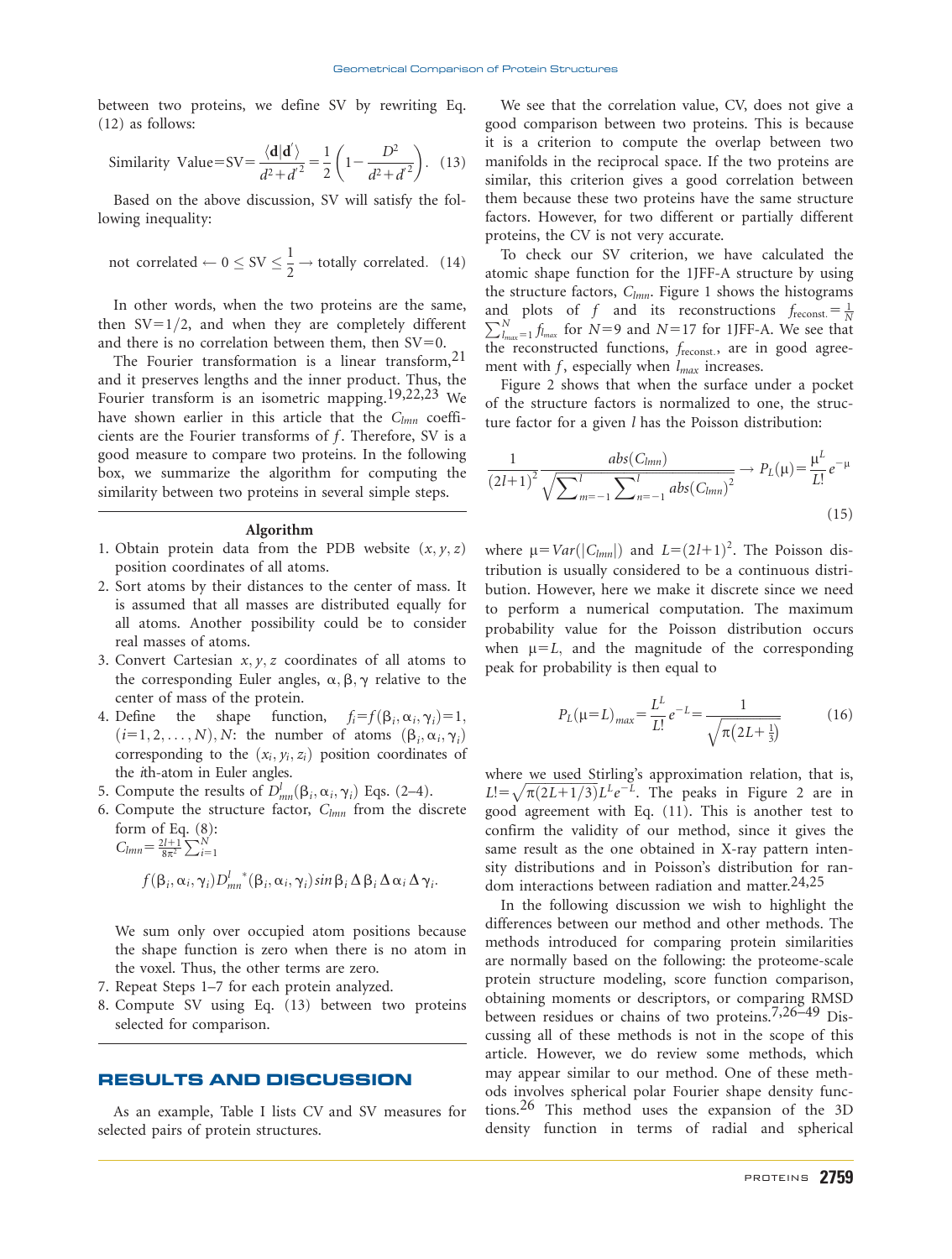between two proteins, we define SV by rewriting Eq. (12) as follows:

$$\text{Similarity Value} = \text{SV} = \frac{\langle \mathbf{d}|\mathbf{d}'\rangle}{d^2 + d'^2} = \frac{1}{2}\left(1 - \frac{D^2}{d^2 + d'^2}\right). \quad (13)$$

Based on the above discussion, SV will satisfy the following inequality:

$$\text{not correlated} \leftarrow 0 \leq \text{SV} \leq \frac{1}{2} \rightarrow \text{totally correlated}. \quad (14)$$

In other words, when the two proteins are the same, then $\text{SV}=1/2$, and when they are completely different and there is no correlation between them, then $\text{SV}=0$.

The Fourier transformation is a linear transform,[21] and it preserves lengths and the inner product. Thus, the Fourier transform is an isometric mapping.[19,22,23] We have shown earlier in this article that the $C_{lmn}$ coefficients are the Fourier transforms of $f$. Therefore, SV is a good measure to compare two proteins. In the following box, we summarize the algorithm for computing the similarity between two proteins in several simple steps.

**Algorithm**

1. Obtain protein data from the PDB website $(x, y, z)$ position coordinates of all atoms.
2. Sort atoms by their distances to the center of mass. It is assumed that all masses are distributed equally for all atoms. Another possibility could be to consider real masses of atoms.
3. Convert Cartesian $x, y, z$ coordinates of all atoms to the corresponding Euler angles, $\alpha, \beta, \gamma$ relative to the center of mass of the protein.
4. Define the shape function, $f_i = f(\beta_i, \alpha_i, \gamma_i) = 1$, $(i = 1, 2, \ldots, N)$, $N$: the number of atoms $(\beta_i, \alpha_i, \gamma_i)$ corresponding to the $(x_i, y_i, z_i)$ position coordinates of the $i$th-atom in Euler angles.
5. Compute the results of $D^l_{mn}(\beta_i, \alpha_i, \gamma_i)$ Eqs. (2–4).
6. Compute the structure factor, $C_{lmn}$ from the discrete form of Eq. (8):
   $C_{lmn} = \frac{2l+1}{8\pi^2}\sum_{i=1}^{N}$
   $$f(\beta_i, \alpha_i, \gamma_i) D^{l\,*}_{mn}(\beta_i, \alpha_i, \gamma_i) \sin\beta_i \, \Delta\beta_i \, \Delta\alpha_i \, \Delta\gamma_i.$$

   We sum only over occupied atom positions because the shape function is zero when there is no atom in the voxel. Thus, the other terms are zero.
7. Repeat Steps 1–7 for each protein analyzed.
8. Compute SV using Eq. (13) between two proteins selected for comparison.

## RESULTS AND DISCUSSION

As an example, Table I lists CV and SV measures for selected pairs of protein structures.

We see that the correlation value, CV, does not give a good comparison between two proteins. This is because it is a criterion to compute the overlap between two manifolds in the reciprocal space. If the two proteins are similar, this criterion gives a good correlation between them because these two proteins have the same structure factors. However, for two different or partially different proteins, the CV is not very accurate.

To check our SV criterion, we have calculated the atomic shape function for the 1JFF-A structure by using the structure factors, $C_{lmn}$. Figure 1 shows the histograms and plots of $f$ and its reconstructions $f_{\text{reconst.}} = \frac{1}{N}\sum_{l_{max}=1}^{N} f_{l_{max}}$ for $N=9$ and $N=17$ for 1JFF-A. We see that the reconstructed functions, $f_{\text{reconst.}}$, are in good agreement with $f$, especially when $l_{max}$ increases.

Figure 2 shows that when the surface under a pocket of the structure factors is normalized to one, the structure factor for a given $l$ has the Poisson distribution:

$$\frac{1}{(2l+1)^2}\frac{abs(C_{lmn})}{\sqrt{\sum_{m=-1}^{l}\sum_{n=-1}^{l} abs(C_{lmn})^2}} \rightarrow P_L(\mu) = \frac{\mu^L}{L!}e^{-\mu} \quad (15)$$

where $\mu = Var(|C_{lmn}|)$ and $L = (2l+1)^2$. The Poisson distribution is usually considered to be a continuous distribution. However, here we make it discrete since we need to perform a numerical computation. The maximum probability value for the Poisson distribution occurs when $\mu = L$, and the magnitude of the corresponding peak for probability is then equal to

$$P_L(\mu = L)_{max} = \frac{L^L}{L!}e^{-L} = \frac{1}{\sqrt{\pi\left(2L + \frac{1}{3}\right)}} \quad (16)$$

where we used Stirling's approximation relation, that is, $L! = \sqrt{\pi(2L+1/3)}L^L e^{-L}$. The peaks in Figure 2 are in good agreement with Eq. (11). This is another test to confirm the validity of our method, since it gives the same result as the one obtained in X-ray pattern intensity distributions and in Poisson's distribution for random interactions between radiation and matter.[24,25]

In the following discussion we wish to highlight the differences between our method and other methods. The methods introduced for comparing protein similarities are normally based on the following: the proteome-scale protein structure modeling, score function comparison, obtaining moments or descriptors, or comparing RMSD between residues or chains of two proteins.[7,26–49] Discussing all of these methods is not in the scope of this article. However, we do review some methods, which may appear similar to our method. One of these methods involves spherical polar Fourier shape density functions.[26] This method uses the expansion of the 3D density function in terms of radial and spherical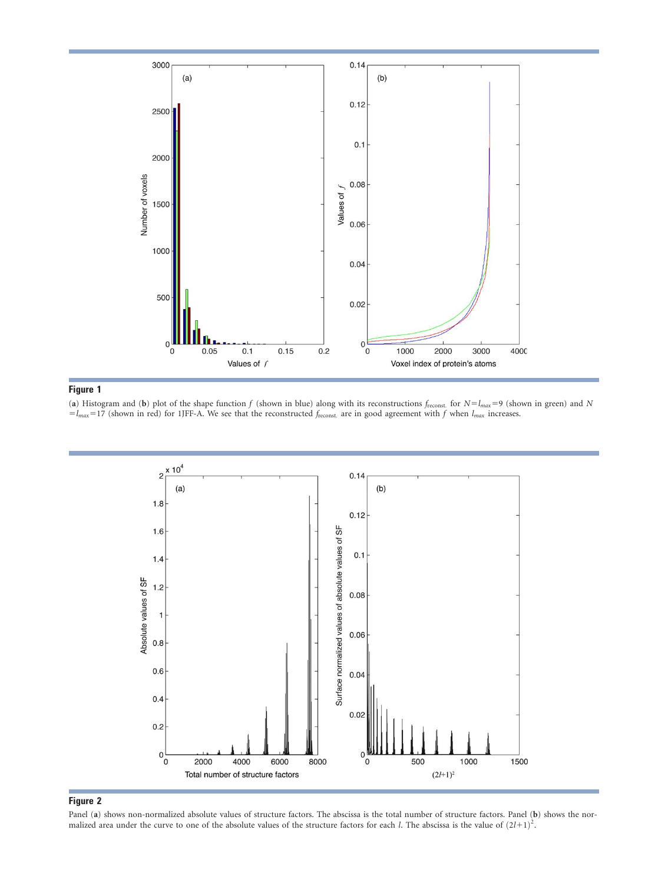**Figure 1**

(**a**) Histogram and (**b**) plot of the shape function $f$ (shown in blue) along with its reconstructions $f_{\text{reconst.}}$ for $N=l_{max}=9$ (shown in green) and $N=l_{max}=17$ (shown in red) for 1JFF-A. We see that the reconstructed $f_{\text{reconst.}}$ are in good agreement with $f$ when $l_{max}$ increases.

**Figure 2**

Panel (**a**) shows non-normalized absolute values of structure factors. The abscissa is the total number of structure factors. Panel (**b**) shows the normalized area under the curve to one of the absolute values of the structure factors for each $l$. The abscissa is the value of $(2l+1)^2$.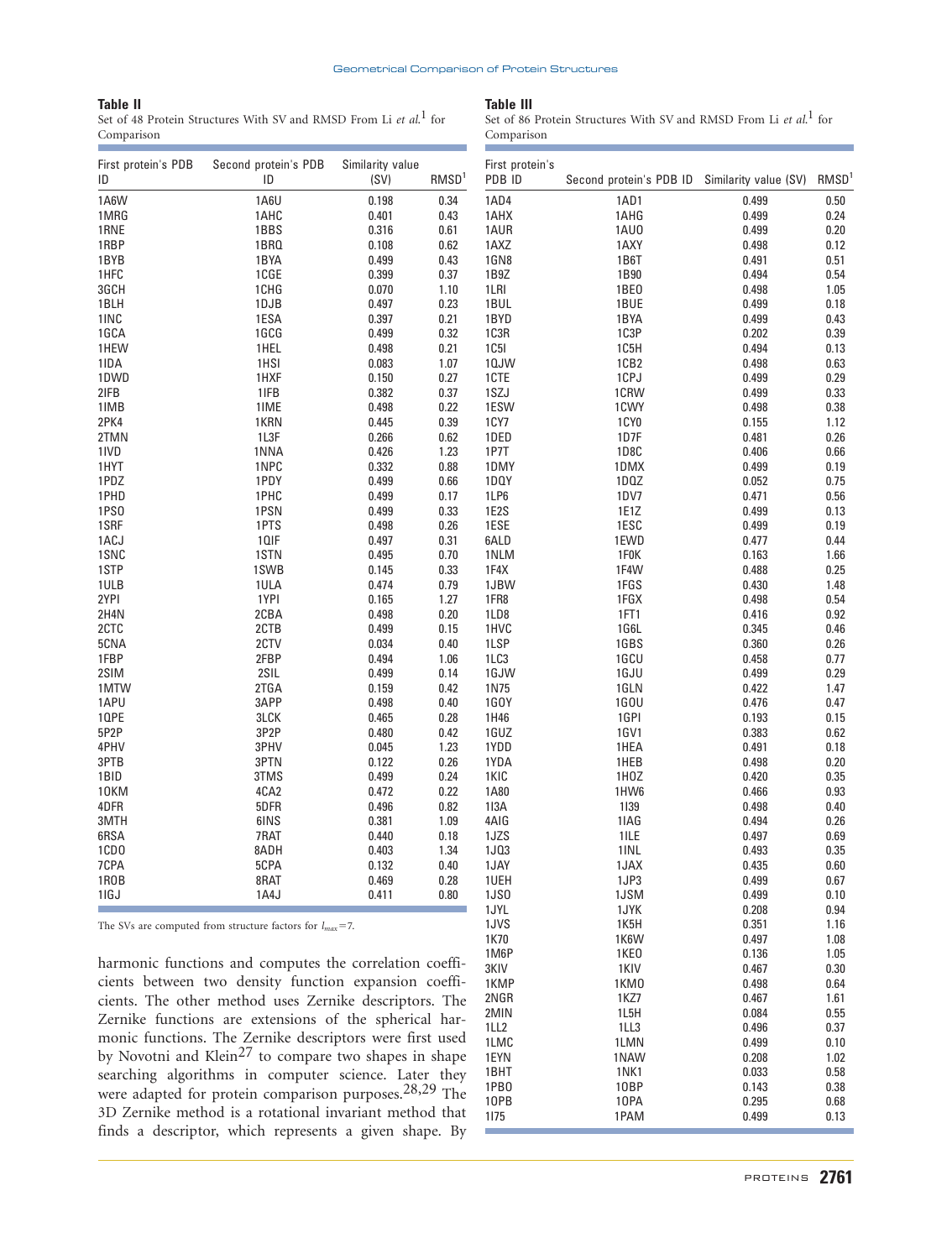**Table II**

Set of 48 Protein Structures With SV and RMSD From Li *et al.*[1] for Comparison

| First protein's PDB ID | Second protein's PDB ID | Similarity value (SV) | RMSD[1] |
|---|---|---|---|
| 1A6W | 1A6U | 0.198 | 0.34 |
| 1MRG | 1AHC | 0.401 | 0.43 |
| 1RNE | 1BBS | 0.316 | 0.61 |
| 1RBP | 1BRQ | 0.108 | 0.62 |
| 1BYB | 1BYA | 0.499 | 0.43 |
| 1HFC | 1CGE | 0.399 | 0.37 |
| 3GCH | 1CHG | 0.070 | 1.10 |
| 1BLH | 1DJB | 0.497 | 0.23 |
| 1INC | 1ESA | 0.397 | 0.21 |
| 1GCA | 1GCG | 0.499 | 0.32 |
| 1HEW | 1HEL | 0.498 | 0.21 |
| 1IDA | 1HSI | 0.083 | 1.07 |
| 1DWD | 1HXF | 0.150 | 0.27 |
| 2IFB | 1IFB | 0.382 | 0.37 |
| 1IMB | 1IME | 0.498 | 0.22 |
| 2PK4 | 1KRN | 0.445 | 0.39 |
| 2TMN | 1L3F | 0.266 | 0.62 |
| 1IVD | 1NNA | 0.426 | 1.23 |
| 1HYT | 1NPC | 0.332 | 0.88 |
| 1PDZ | 1PDY | 0.499 | 0.66 |
| 1PHD | 1PHC | 0.499 | 0.17 |
| 1PSO | 1PSN | 0.499 | 0.33 |
| 1SRF | 1PTS | 0.498 | 0.26 |
| 1ACJ | 1QIF | 0.497 | 0.31 |
| 1SNC | 1STN | 0.495 | 0.70 |
| 1STP | 1SWB | 0.145 | 0.33 |
| 1ULB | 1ULA | 0.474 | 0.79 |
| 2YPI | 1YPI | 0.165 | 1.27 |
| 2H4N | 2CBA | 0.498 | 0.20 |
| 2CTC | 2CTB | 0.499 | 0.15 |
| 5CNA | 2CTV | 0.034 | 0.40 |
| 1FBP | 2FBP | 0.494 | 1.06 |
| 2SIM | 2SIL | 0.499 | 0.14 |
| 1MTW | 2TGA | 0.159 | 0.42 |
| 1APU | 3APP | 0.498 | 0.40 |
| 1QPE | 3LCK | 0.465 | 0.28 |
| 5P2P | 3P2P | 0.480 | 0.42 |
| 4PHV | 3PHV | 0.045 | 1.23 |
| 3PTB | 3PTN | 0.122 | 0.26 |
| 1BID | 3TMS | 0.499 | 0.24 |
| 1OKM | 4CA2 | 0.472 | 0.22 |
| 4DFR | 5DFR | 0.496 | 0.82 |
| 3MTH | 6INS | 0.381 | 1.09 |
| 6RSA | 7RAT | 0.440 | 0.18 |
| 1CDO | 8ADH | 0.403 | 1.34 |
| 7CPA | 5CPA | 0.132 | 0.40 |
| 1ROB | 8RAT | 0.469 | 0.28 |
| 1IGJ | 1A4J | 0.411 | 0.80 |

The SVs are computed from structure factors for $l_{max}=7$.

harmonic functions and computes the correlation coefficients between two density function expansion coefficients. The other method uses Zernike descriptors. The Zernike functions are extensions of the spherical harmonic functions. The Zernike descriptors were first used by Novotni and Klein[27] to compare two shapes in shape searching algorithms in computer science. Later they were adapted for protein comparison purposes.[28,29] The 3D Zernike method is a rotational invariant method that finds a descriptor, which represents a given shape. By

**Table III**

Set of 86 Protein Structures With SV and RMSD From Li *et al.*[1] for Comparison

| First protein's PDB ID | Second protein's PDB ID | Similarity value (SV) | RMSD[1] |
|---|---|---|---|
| 1AD4 | 1AD1 | 0.499 | 0.50 |
| 1AHX | 1AHG | 0.499 | 0.24 |
| 1AUR | 1AUO | 0.499 | 0.20 |
| 1AXZ | 1AXY | 0.498 | 0.12 |
| 1GN8 | 1B6T | 0.491 | 0.51 |
| 1B9Z | 1B90 | 0.494 | 0.54 |
| 1LRI | 1BEO | 0.498 | 1.05 |
| 1BUL | 1BUE | 0.499 | 0.18 |
| 1BYD | 1BYA | 0.499 | 0.43 |
| 1C3R | 1C3P | 0.202 | 0.39 |
| 1C5I | 1C5H | 0.494 | 0.13 |
| 1QJW | 1CB2 | 0.498 | 0.63 |
| 1CTE | 1CPJ | 0.499 | 0.29 |
| 1SZJ | 1CRW | 0.499 | 0.33 |
| 1ESW | 1CWY | 0.498 | 0.38 |
| 1CY7 | 1CY0 | 0.155 | 1.12 |
| 1DED | 1D7F | 0.481 | 0.26 |
| 1P7T | 1D8C | 0.406 | 0.66 |
| 1DMY | 1DMX | 0.499 | 0.19 |
| 1DQY | 1DQZ | 0.052 | 0.75 |
| 1LP6 | 1DV7 | 0.471 | 0.56 |
| 1E2S | 1E1Z | 0.499 | 0.13 |
| 1ESE | 1ESC | 0.499 | 0.19 |
| 6ALD | 1EWD | 0.477 | 0.44 |
| 1NLM | 1F0K | 0.163 | 1.66 |
| 1F4X | 1F4W | 0.488 | 0.25 |
| 1JBW | 1FGS | 0.430 | 1.48 |
| 1FR8 | 1FGX | 0.498 | 0.54 |
| 1LD8 | 1FT1 | 0.416 | 0.92 |
| 1HVC | 1G6L | 0.345 | 0.46 |
| 1LSP | 1GBS | 0.360 | 0.26 |
| 1LC3 | 1GCU | 0.458 | 0.77 |
| 1GJW | 1GJU | 0.499 | 0.29 |
| 1N75 | 1GLN | 0.422 | 1.47 |
| 1GOY | 1GOU | 0.476 | 0.47 |
| 1H46 | 1GPI | 0.193 | 0.15 |
| 1GUZ | 1GV1 | 0.383 | 0.62 |
| 1YDD | 1HEA | 0.491 | 0.18 |
| 1YDA | 1HEB | 0.498 | 0.20 |
| 1KIC | 1HOZ | 0.420 | 0.35 |
| 1A80 | 1HW6 | 0.466 | 0.93 |
| 1I3A | 1I39 | 0.498 | 0.40 |
| 4AIG | 1IAG | 0.494 | 0.26 |
| 1JZS | 1ILE | 0.497 | 0.69 |
| 1JQ3 | 1INL | 0.493 | 0.35 |
| 1JAY | 1JAX | 0.435 | 0.60 |
| 1UEH | 1JP3 | 0.499 | 0.67 |
| 1JSO | 1JSM | 0.499 | 0.10 |
| 1JYL | 1JYK | 0.208 | 0.94 |
| 1JVS | 1K5H | 0.351 | 1.16 |
| 1K70 | 1K6W | 0.497 | 1.08 |
| 1M6P | 1KEO | 0.136 | 1.05 |
| 3KIV | 1KIV | 0.467 | 0.30 |
| 1KMP | 1KMO | 0.498 | 0.64 |
| 2NGR | 1KZ7 | 0.467 | 1.61 |
| 2MIN | 1L5H | 0.084 | 0.55 |
| 1LL2 | 1LL3 | 0.496 | 0.37 |
| 1LMC | 1LMN | 0.499 | 0.10 |
| 1EYN | 1NAW | 0.208 | 1.02 |
| 1BHT | 1NK1 | 0.033 | 0.58 |
| 1PBO | 1OBP | 0.143 | 0.38 |
| 1OPB | 1OPA | 0.295 | 0.68 |
| 1I75 | 1PAM | 0.499 | 0.13 |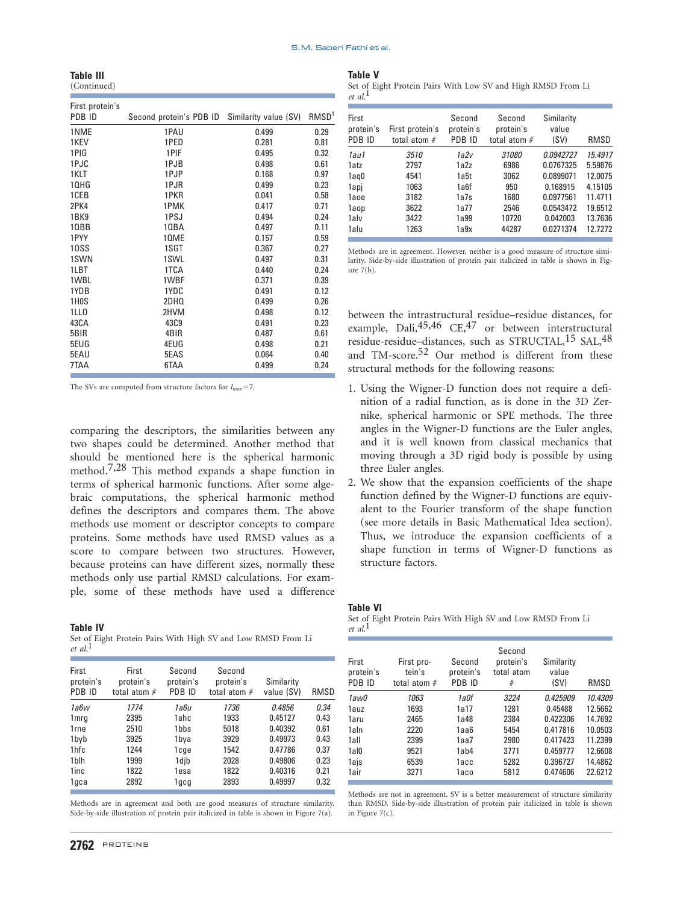**Table III**
(Continued)

| First protein's PDB ID | Second protein's PDB ID | Similarity value (SV) | RMSD[1] |
|---|---|---|---|
| 1NME | 1PAU | 0.499 | 0.29 |
| 1KEV | 1PED | 0.281 | 0.81 |
| 1PIG | 1PIF | 0.495 | 0.32 |
| 1PJC | 1PJB | 0.498 | 0.61 |
| 1KLT | 1PJP | 0.168 | 0.97 |
| 1QHG | 1PJR | 0.499 | 0.23 |
| 1CEB | 1PKR | 0.041 | 0.58 |
| 2PK4 | 1PMK | 0.417 | 0.71 |
| 1BK9 | 1PSJ | 0.494 | 0.24 |
| 1QBB | 1QBA | 0.497 | 0.11 |
| 1PYY | 1QME | 0.157 | 0.59 |
| 1OSS | 1SGT | 0.367 | 0.27 |
| 1SWN | 1SWL | 0.497 | 0.31 |
| 1LBT | 1TCA | 0.440 | 0.24 |
| 1WBL | 1WBF | 0.371 | 0.39 |
| 1YDB | 1YDC | 0.491 | 0.12 |
| 1H0S | 2DHQ | 0.499 | 0.26 |
| 1LLO | 2HVM | 0.498 | 0.12 |
| 43CA | 43C9 | 0.491 | 0.23 |
| 5BIR | 4BIR | 0.487 | 0.61 |
| 5EUG | 4EUG | 0.498 | 0.21 |
| 5EAU | 5EAS | 0.064 | 0.40 |
| 7TAA | 6TAA | 0.499 | 0.24 |

The SVs are computed from structure factors for $l_{max} = 7$.

comparing the descriptors, the similarities between any two shapes could be determined. Another method that should be mentioned here is the spherical harmonic method.[7,28] This method expands a shape function in terms of spherical harmonic functions. After some algebraic computations, the spherical harmonic method defines the descriptors and compares them. The above methods use moment or descriptor concepts to compare proteins. Some methods have used RMSD values as a score to compare between two structures. However, because proteins can have different sizes, normally these methods only use partial RMSD calculations. For example, some of these methods have used a difference between the intrastructural residue–residue distances, for example, Dali,[45,46] CE,[47] or between interstructural residue-residue–distances, such as STRUCTAL,[15] SAL,[48] and TM-score.[52] Our method is different from these structural methods for the following reasons:

1. Using the Wigner-D function does not require a definition of a radial function, as is done in the 3D Zernike, spherical harmonic or SPE methods. The three angles in the Wigner-D functions are the Euler angles, and it is well known from classical mechanics that moving through a 3D rigid body is possible by using three Euler angles.
2. We show that the expansion coefficients of the shape function defined by the Wigner-D functions are equivalent to the Fourier transform of the shape function (see more details in Basic Mathematical Idea section). Thus, we introduce the expansion coefficients of a shape function in terms of Wigner-D functions as structure factors.

**Table IV**
Set of Eight Protein Pairs With High SV and Low RMSD From Li *et al.*[1]

| First protein's PDB ID | First protein's total atom # | Second protein's PDB ID | Second protein's total atom # | Similarity value (SV) | RMSD |
|---|---|---|---|---|---|
| *1a6w* | *1774* | *1a6u* | *1736* | *0.4856* | *0.34* |
| 1mrg | 2395 | 1ahc | 1933 | 0.45127 | 0.43 |
| 1rne | 2510 | 1bbs | 5018 | 0.40392 | 0.61 |
| 1byb | 3925 | 1bya | 3929 | 0.49973 | 0.43 |
| 1hfc | 1244 | 1cge | 1542 | 0.47786 | 0.37 |
| 1blh | 1999 | 1djb | 2028 | 0.49806 | 0.23 |
| 1inc | 1822 | 1esa | 1822 | 0.40316 | 0.21 |
| 1gca | 2892 | 1gcg | 2893 | 0.49997 | 0.32 |

Methods are in agreement and both are good measures of structure similarity. Side-by-side illustration of protein pair italicized in table is shown in Figure 7(a).

**Table V**
Set of Eight Protein Pairs With Low SV and High RMSD From Li *et al.*[1]

| First protein's PDB ID | First protein's total atom # | Second protein's PDB ID | Second protein's total atom # | Similarity value (SV) | RMSD |
|---|---|---|---|---|---|
| *1au1* | *3510* | *1a2v* | *31080* | *0.0942727* | *15.4917* |
| 1atz | 2797 | 1a2z | 6986 | 0.0767325 | 5.59876 |
| 1aq0 | 4541 | 1a5t | 3062 | 0.0899071 | 12.0075 |
| 1apj | 1063 | 1a6f | 950 | 0.168915 | 4.15105 |
| 1aoe | 3182 | 1a7s | 1680 | 0.0977561 | 11.4711 |
| 1aop | 3622 | 1a77 | 2546 | 0.0543472 | 19.6512 |
| 1alv | 3422 | 1a99 | 10720 | 0.042003 | 13.7636 |
| 1alu | 1263 | 1a9x | 44287 | 0.0271374 | 12.7272 |

Methods are in agreement. However, neither is a good measure of structure similarity. Side-by-side illustration of protein pair italicized in table is shown in Figure 7(b).

**Table VI**
Set of Eight Protein Pairs With High SV and Low RMSD From Li *et al.*[1]

| First protein's PDB ID | First protein's total atom # | Second protein's PDB ID | Second protein's total atom # | Similarity value (SV) | RMSD |
|---|---|---|---|---|---|
| *1aw0* | *1063* | *1a0f* | *3224* | *0.425909* | *10.4309* |
| 1auz | 1693 | 1a17 | 1281 | 0.45488 | 12.5662 |
| 1aru | 2465 | 1a48 | 2384 | 0.422306 | 14.7692 |
| 1aln | 2220 | 1aa6 | 5454 | 0.417816 | 10.0503 |
| 1all | 2399 | 1aa7 | 2980 | 0.417423 | 11.2399 |
| 1al0 | 9521 | 1ab4 | 3771 | 0.459777 | 12.6608 |
| 1ajs | 6539 | 1acc | 5282 | 0.396727 | 14.4862 |
| 1air | 3271 | 1aco | 5812 | 0.474606 | 22.6212 |

Methods are not in agreement. SV is a better measurement of structure similarity than RMSD. Side-by-side illustration of protein pair italicized in table is shown in Figure 7(c).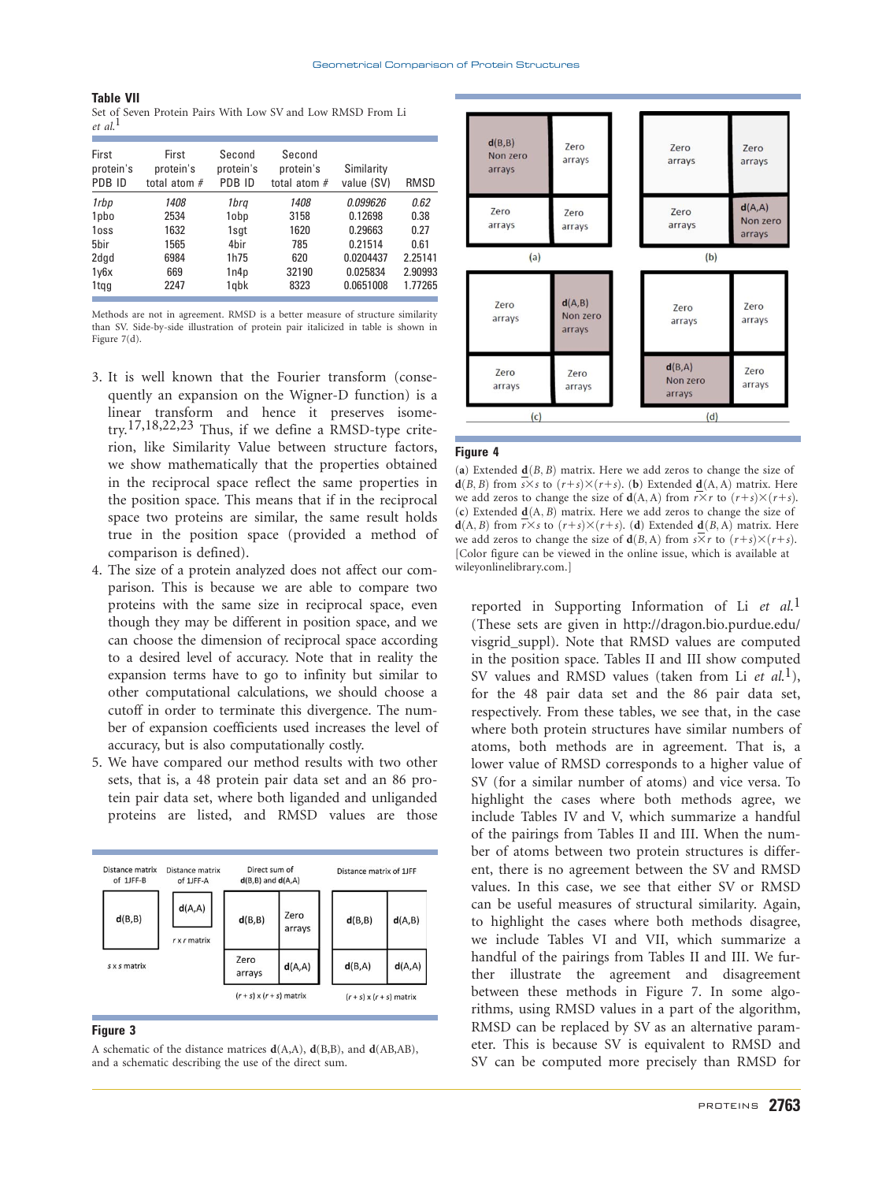**Table VII**

Set of Seven Protein Pairs With Low SV and Low RMSD From Li *et al.*[1]

| First protein's PDB ID | First protein's total atom # | Second protein's PDB ID | Second protein's total atom # | Similarity value (SV) | RMSD |
|---|---|---|---|---|---|
| *1rbp* | *1408* | *1brq* | *1408* | *0.099626* | *0.62* |
| 1pbo | 2534 | 1obp | 3158 | 0.12698 | 0.38 |
| 1oss | 1632 | 1sgt | 1620 | 0.29663 | 0.27 |
| 5bir | 1565 | 4bir | 785 | 0.21514 | 0.61 |
| 2dgd | 6984 | 1h75 | 620 | 0.0204437 | 2.25141 |
| 1y6x | 669 | 1n4p | 32190 | 0.025834 | 2.90993 |
| 1tqg | 2247 | 1qbk | 8323 | 0.0651008 | 1.77265 |

Methods are not in agreement. RMSD is a better measure of structure similarity than SV. Side-by-side illustration of protein pair italicized in table is shown in Figure 7(d).

3. It is well known that the Fourier transform (consequently an expansion on the Wigner-D function) is a linear transform and hence it preserves isometry.[17,18,22,23] Thus, if we define a RMSD-type criterion, like Similarity Value between structure factors, we show mathematically that the properties obtained in the reciprocal space reflect the same properties in the position space. This means that if in the reciprocal space two proteins are similar, the same result holds true in the position space (provided a method of comparison is defined).
4. The size of a protein analyzed does not affect our comparison. This is because we are able to compare two proteins with the same size in reciprocal space, even though they may be different in position space, and we can choose the dimension of reciprocal space according to a desired level of accuracy. Note that in reality the expansion terms have to go to infinity but similar to other computational calculations, we should choose a cutoff in order to terminate this divergence. The number of expansion coefficients used increases the level of accuracy, but is also computationally costly.
5. We have compared our method results with two other sets, that is, a 48 protein pair data set and an 86 protein pair data set, where both liganded and unliganded proteins are listed, and RMSD values are those reported in Supporting Information of Li *et al.*[1] (These sets are given in http://dragon.bio.purdue.edu/visgrid_suppl). Note that RMSD values are computed in the position space. Tables II and III show computed SV values and RMSD values (taken from Li *et al.*[1]), for the 48 pair data set and the 86 pair data set, respectively. From these tables, we see that, in the case where both protein structures have similar numbers of atoms, both methods are in agreement. That is, a lower value of RMSD corresponds to a higher value of SV (for a similar number of atoms) and vice versa. To highlight the cases where both methods agree, we include Tables IV and V, which summarize a handful of the pairings from Tables II and III. When the number of atoms between two protein structures is different, there is no agreement between the SV and RMSD values. In this case, we see that either SV or RMSD can be useful measures of structural similarity. Again, to highlight the cases where both methods disagree, we include Tables VI and VII, which summarize a handful of the pairings from Tables II and III. We further illustrate the agreement and disagreement between these methods in Figure 7. In some algorithms, using RMSD values in a part of the algorithm, RMSD can be replaced by SV as an alternative parameter. This is because SV is equivalent to RMSD and SV can be computed more precisely than RMSD for

**Figure 3**

A schematic of the distance matrices $\mathbf{d}(A,A)$, $\mathbf{d}(B,B)$, and $\mathbf{d}(AB,AB)$, and a schematic describing the use of the direct sum.

**Figure 4**

(**a**) Extended $\underline{\mathbf{d}}(B,B)$ matrix. Here we add zeros to change the size of $\mathbf{d}(B,B)$ from $s \times s$ to $(r+s)\times(r+s)$. (**b**) Extended $\underline{\mathbf{d}}(A,A)$ matrix. Here we add zeros to change the size of $\mathbf{d}(A,A)$ from $r \times r$ to $(r+s)\times(r+s)$. (**c**) Extended $\underline{\mathbf{d}}(A,B)$ matrix. Here we add zeros to change the size of $\mathbf{d}(A,B)$ from $r \times s$ to $(r+s)\times(r+s)$. (**d**) Extended $\underline{\mathbf{d}}(B,A)$ matrix. Here we add zeros to change the size of $\mathbf{d}(B,A)$ from $s \times r$ to $(r+s)\times(r+s)$. [Color figure can be viewed in the online issue, which is available at wileyonlinelibrary.com.]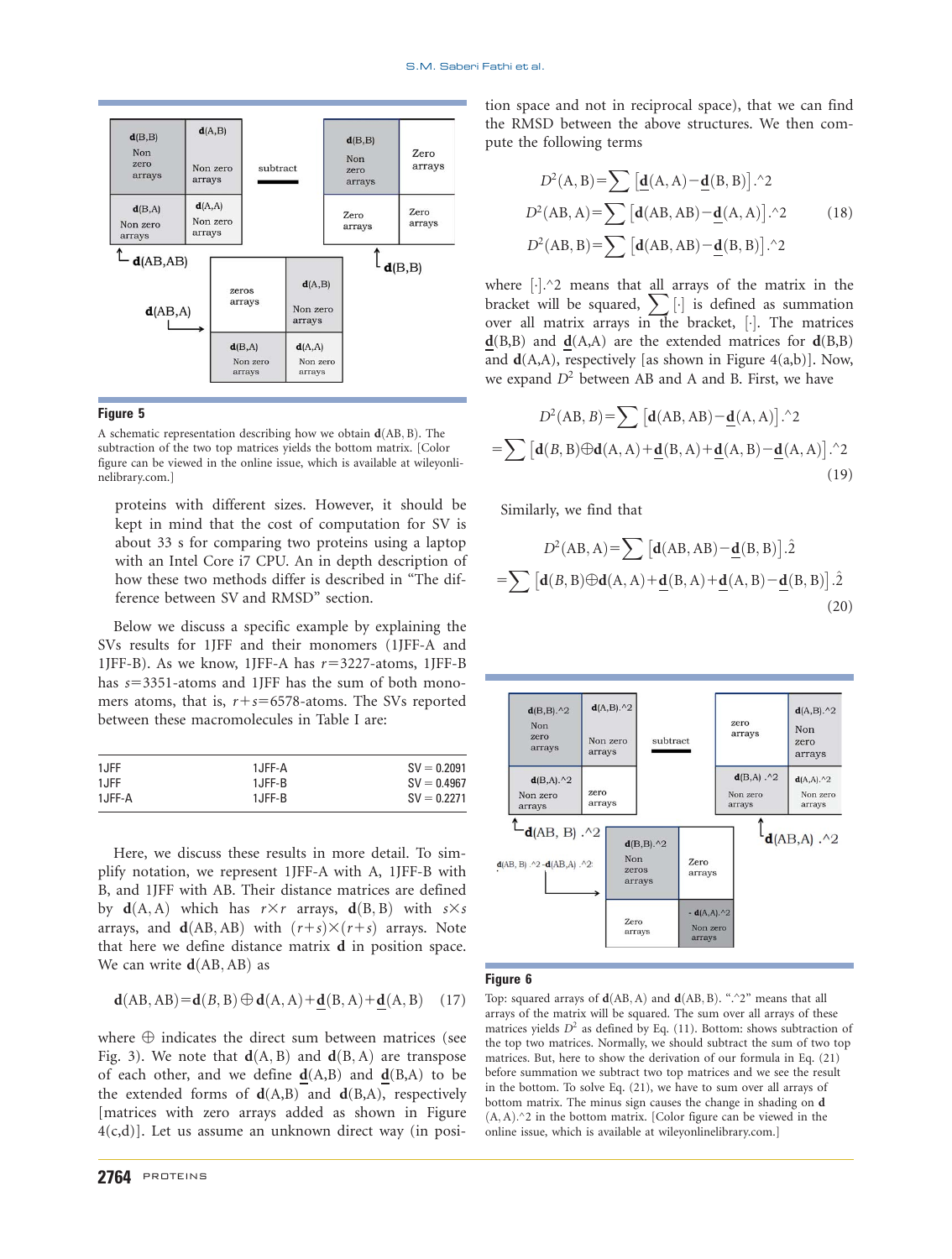**Figure 5**

A schematic representation describing how we obtain $\mathbf{d}(AB, B)$. The subtraction of the two top matrices yields the bottom matrix. [Color figure can be viewed in the online issue, which is available at wileyonlinelibrary.com.]

proteins with different sizes. However, it should be kept in mind that the cost of computation for SV is about 33 s for comparing two proteins using a laptop with an Intel Core i7 CPU. An in depth description of how these two methods differ is described in "The difference between SV and RMSD" section.

Below we discuss a specific example by explaining the SVs results for 1JFF and their monomers (1JFF-A and 1JFF-B). As we know, 1JFF-A has $r$=3227-atoms, 1JFF-B has $s$=3351-atoms and 1JFF has the sum of both monomers atoms, that is, $r+s$=6578-atoms. The SVs reported between these macromolecules in Table I are:

| | | |
|---|---|---|
| 1JFF | 1JFF-A | SV = 0.2091 |
| 1JFF | 1JFF-B | SV = 0.4967 |
| 1JFF-A | 1JFF-B | SV = 0.2271 |

Here, we discuss these results in more detail. To simplify notation, we represent 1JFF-A with A, 1JFF-B with B, and 1JFF with AB. Their distance matrices are defined by $\mathbf{d}(A, A)$ which has $r \times r$ arrays, $\mathbf{d}(B, B)$ with $s \times s$ arrays, and $\mathbf{d}(AB, AB)$ with $(r+s) \times (r+s)$ arrays. Note that here we define distance matrix $\mathbf{d}$ in position space. We can write $\mathbf{d}(AB, AB)$ as

$$\mathbf{d}(AB, AB) = \mathbf{d}(B, B) \oplus \mathbf{d}(A, A) + \underline{\mathbf{d}}(B, A) + \underline{\mathbf{d}}(A, B) \quad (17)$$

where $\oplus$ indicates the direct sum between matrices (see Fig. 3). We note that $\mathbf{d}(A, B)$ and $\mathbf{d}(B, A)$ are transpose of each other, and we define $\underline{\mathbf{d}}(A,B)$ and $\underline{\mathbf{d}}(B,A)$ to be the extended forms of $\mathbf{d}(A,B)$ and $\mathbf{d}(B,A)$, respectively [matrices with zero arrays added as shown in Figure 4(c,d)]. Let us assume an unknown direct way (in position space and not in reciprocal space), that we can find the RMSD between the above structures. We then compute the following terms

$$D^2(A, B) = \sum \left[\underline{\mathbf{d}}(A, A) - \underline{\mathbf{d}}(B, B)\right].\hat{}2$$
$$D^2(AB, A) = \sum \left[\mathbf{d}(AB, AB) - \underline{\mathbf{d}}(A, A)\right].\hat{}2 \quad (18)$$
$$D^2(AB, B) = \sum \left[\mathbf{d}(AB, AB) - \underline{\mathbf{d}}(B, B)\right].\hat{}2$$

where $[\cdot].\hat{}2$ means that all arrays of the matrix in the bracket will be squared, $\sum[\cdot]$ is defined as summation over all matrix arrays in the bracket, $[\cdot]$. The matrices $\underline{\mathbf{d}}(B,B)$ and $\underline{\mathbf{d}}(A,A)$ are the extended matrices for $\mathbf{d}(B,B)$ and $\mathbf{d}(A,A)$, respectively [as shown in Figure 4(a,b)]. Now, we expand $D^2$ between AB and A and B. First, we have

$$D^2(AB, B) = \sum \left[\mathbf{d}(AB, AB) - \underline{\mathbf{d}}(A, A)\right].\hat{}2$$
$$= \sum \left[\mathbf{d}(B, B) \oplus \mathbf{d}(A, A) + \underline{\mathbf{d}}(B, A) + \underline{\mathbf{d}}(A, B) - \underline{\mathbf{d}}(A, A)\right].\hat{}2 \quad (19)$$

Similarly, we find that

$$D^2(AB, A) = \sum \left[\mathbf{d}(AB, AB) - \underline{\mathbf{d}}(B, B)\right].\hat{2}$$
$$= \sum \left[\mathbf{d}(B, B) \oplus \mathbf{d}(A, A) + \underline{\mathbf{d}}(B, A) + \underline{\mathbf{d}}(A, B) - \underline{\mathbf{d}}(B, B)\right].\hat{2} \quad (20)$$

**Figure 6**

Top: squared arrays of $\mathbf{d}(AB, A)$ and $\mathbf{d}(AB, B)$. ".^2" means that all arrays of the matrix will be squared. The sum over all arrays of these matrices yields $D^2$ as defined by Eq. (11). Bottom: shows subtraction of the top two matrices. Normally, we should subtract the sum of two top matrices. But, here to show the derivation of our formula in Eq. (21) before summation we subtract two top matrices and we see the result in the bottom. To solve Eq. (21), we have to sum over all arrays of bottom matrix. The minus sign causes the change in shading on $\mathbf{d}(A, A).\hat{}2$ in the bottom matrix. [Color figure can be viewed in the online issue, which is available at wileyonlinelibrary.com.]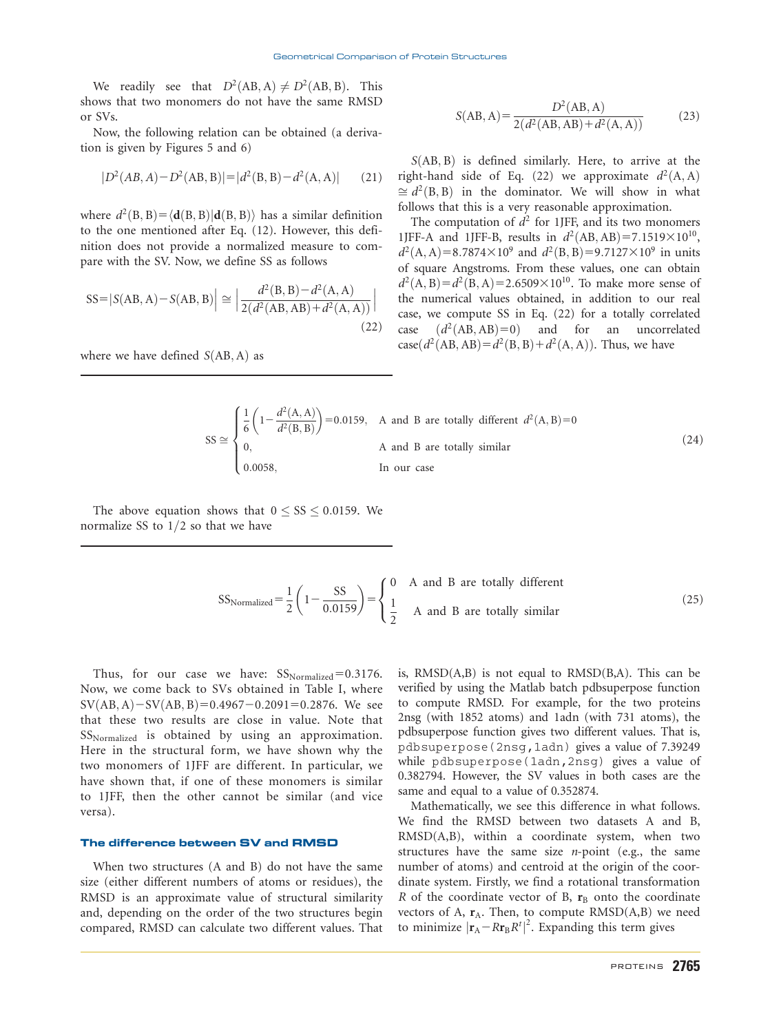We readily see that $D^2(\mathrm{AB,A}) \neq D^2(\mathrm{AB,B})$. This shows that two monomers do not have the same RMSD or SVs.

Now, the following relation can be obtained (a derivation is given by Figures 5 and 6)

$$|D^2(AB, A) - D^2(\mathrm{AB, B})| = |d^2(\mathrm{B, B}) - d^2(\mathrm{A, A})| \quad (21)$$

where $d^2(\mathrm{B,B}) = \langle \mathbf{d}(\mathrm{B,B}) | \mathbf{d}(\mathrm{B,B}) \rangle$ has a similar definition to the one mentioned after Eq. (12). However, this definition does not provide a normalized measure to compare with the SV. Now, we define SS as follows

$$\mathrm{SS} = \left| S(\mathrm{AB,A}) - S(\mathrm{AB,B}) \right| \cong \left| \frac{d^2(\mathrm{B,B}) - d^2(\mathrm{A,A})}{2(d^2(\mathrm{AB,AB}) + d^2(\mathrm{A,A}))} \right| \quad (22)$$

where we have defined $S(\mathrm{AB,A})$ as

$$S(\mathrm{AB,A}) = \frac{D^2(\mathrm{AB,A})}{2(d^2(\mathrm{AB,AB}) + d^2(\mathrm{A,A}))} \quad (23)$$

$S(\mathrm{AB,B})$ is defined similarly. Here, to arrive at the right-hand side of Eq. (22) we approximate $d^2(\mathrm{A,A}) \cong d^2(\mathrm{B,B})$ in the dominator. We will show in what follows that this is a very reasonable approximation.

The computation of $d^2$ for 1JFF, and its two monomers 1JFF-A and 1JFF-B, results in $d^2(\mathrm{AB,AB}) = 7.1519 \times 10^{10}$, $d^2(\mathrm{A,A}) = 8.7874 \times 10^9$ and $d^2(\mathrm{B,B}) = 9.7127 \times 10^9$ in units of square Angstroms. From these values, one can obtain $d^2(\mathrm{A,B}) = d^2(\mathrm{B,A}) = 2.6509 \times 10^{10}$. To make more sense of the numerical values obtained, in addition to our real case, we compute SS in Eq. (22) for a totally correlated case $(d^2(\mathrm{AB,AB}) = 0)$ and for an uncorrelated case$(d^2(\mathrm{AB,AB}) = d^2(\mathrm{B,B}) + d^2(\mathrm{A,A}))$. Thus, we have

$$\mathrm{SS} \cong \begin{cases} \frac{1}{6}\left(1 - \frac{d^2(\mathrm{A,A})}{d^2(\mathrm{B,B})}\right) = 0.0159, & \text{A and B are totally different } d^2(\mathrm{A,B}) = 0 \\ 0, & \text{A and B are totally similar} \\ 0.0058, & \text{In our case} \end{cases} \quad (24)$$

The above equation shows that $0 \leq \mathrm{SS} \leq 0.0159$. We normalize SS to 1/2 so that we have

$$\mathrm{SS}_{\mathrm{Normalized}} = \frac{1}{2}\left(1 - \frac{\mathrm{SS}}{0.0159}\right) = \begin{cases} 0 & \text{A and B are totally different} \\ \frac{1}{2} & \text{A and B are totally similar} \end{cases} \quad (25)$$

Thus, for our case we have: $\mathrm{SS}_{\mathrm{Normalized}} = 0.3176$. Now, we come back to SVs obtained in Table I, where $\mathrm{SV(AB,A)} - \mathrm{SV(AB,B)} = 0.4967 - 0.2091 = 0.2876$. We see that these two results are close in value. Note that $\mathrm{SS}_{\mathrm{Normalized}}$ is obtained by using an approximation. Here in the structural form, we have shown why the two monomers of 1JFF are different. In particular, we have shown that, if one of these monomers is similar to 1JFF, then the other cannot be similar (and vice versa).

## The difference between SV and RMSD

When two structures (A and B) do not have the same size (either different numbers of atoms or residues), the RMSD is an approximate value of structural similarity and, depending on the order of the two structures begin compared, RMSD can calculate two different values. That is, RMSD(A,B) is not equal to RMSD(B,A). This can be verified by using the Matlab batch pdbsuperpose function to compute RMSD. For example, for the two proteins 2nsg (with 1852 atoms) and 1adn (with 731 atoms), the pdbsuperpose function gives two different values. That is, `pdbsuperpose(2nsg,1adn)` gives a value of 7.39249 while `pdbsuperpose(1adn,2nsg)` gives a value of 0.382794. However, the SV values in both cases are the same and equal to a value of 0.352874.

Mathematically, we see this difference in what follows. We find the RMSD between two datasets A and B, RMSD(A,B), within a coordinate system, when two structures have the same size $n$-point (e.g., the same number of atoms) and centroid at the origin of the coordinate system. Firstly, we find a rotational transformation $R$ of the coordinate vector of B, $\mathbf{r}_\mathrm{B}$ onto the coordinate vectors of A, $\mathbf{r}_\mathrm{A}$. Then, to compute RMSD(A,B) we need to minimize $|\mathbf{r}_\mathrm{A} - R\mathbf{r}_\mathrm{B}R^t|^2$. Expanding this term gives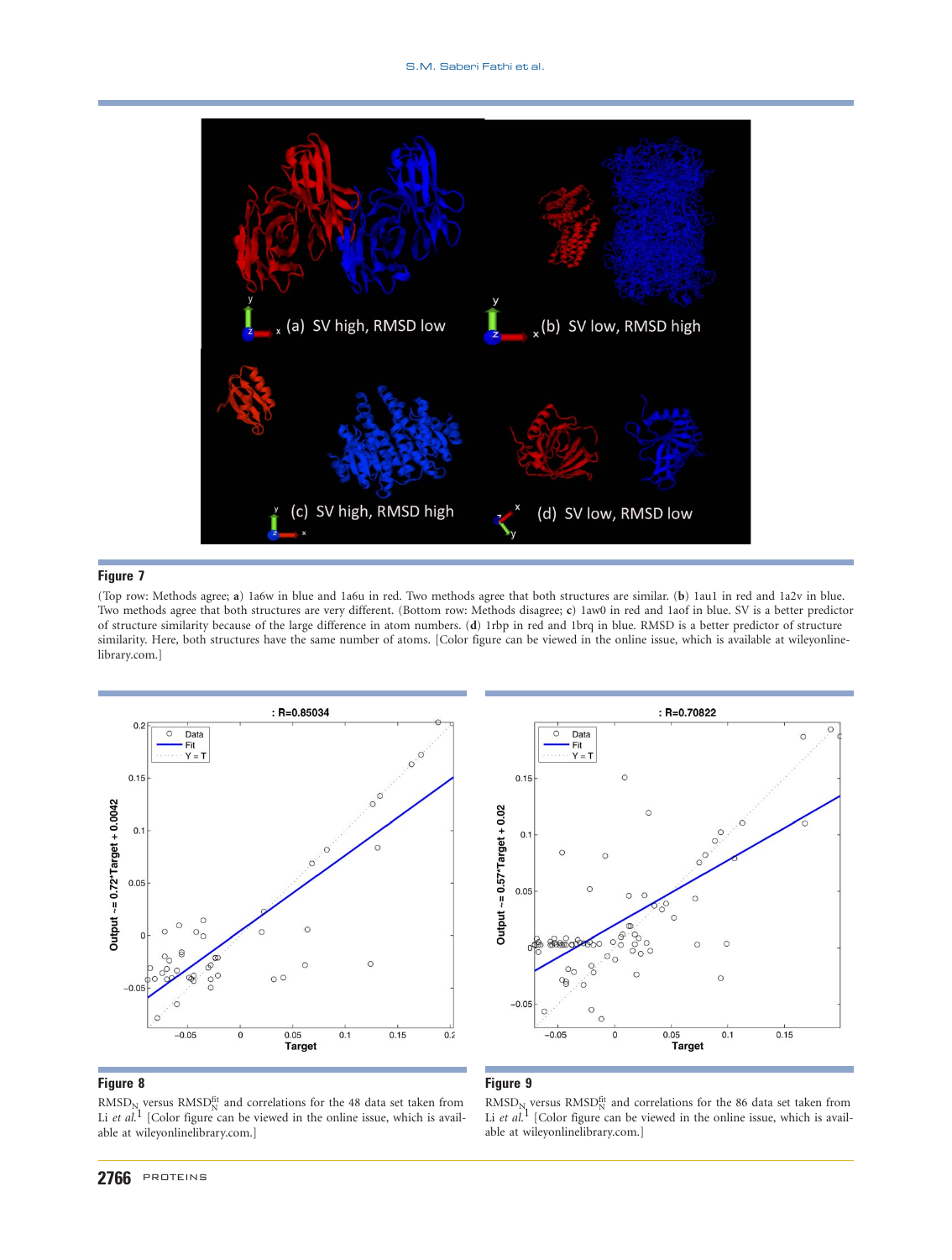**Figure 7**

(Top row: Methods agree; **a**) 1a6w in blue and 1a6u in red. Two methods agree that both structures are similar. (**b**) 1au1 in red and 1a2v in blue. Two methods agree that both structures are very different. (Bottom row: Methods disagree; **c**) 1aw0 in red and 1aof in blue. SV is a better predictor of structure similarity because of the large difference in atom numbers. (**d**) 1rbp in red and 1brq in blue. RMSD is a better predictor of structure similarity. Here, both structures have the same number of atoms. [Color figure can be viewed in the online issue, which is available at wileyonlinelibrary.com.]

**Figure 8**

$RMSD_N$ versus $RMSD_N^{fit}$ and correlations for the 48 data set taken from Li *et al.*[1] [Color figure can be viewed in the online issue, which is available at wileyonlinelibrary.com.]

**Figure 9**

$RMSD_N$ versus $RMSD_N^{fit}$ and correlations for the 86 data set taken from Li *et al.*[1] [Color figure can be viewed in the online issue, which is available at wileyonlinelibrary.com.]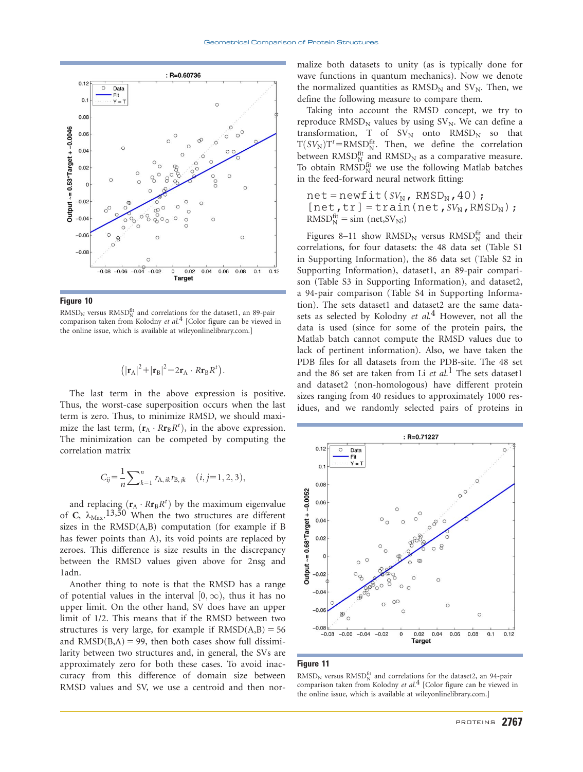**Figure 10**

$\text{RMSD}_\text{N}$ versus $\text{RMSD}_\text{N}^\text{fit}$ and correlations for the dataset1, an 89-pair comparison taken from Kolodny *et al.*[4] [Color figure can be viewed in the online issue, which is available at wileyonlinelibrary.com.]

$$\left(|\mathbf{r}_\text{A}|^2+|\mathbf{r}_\text{B}|^2-2\mathbf{r}_\text{A}\cdot R\mathbf{r}_\text{B}R^t\right).$$

The last term in the above expression is positive. Thus, the worst-case superposition occurs when the last term is zero. Thus, to minimize RMSD, we should maximize the last term, $(\mathbf{r}_\text{A}\cdot R\mathbf{r}_\text{B}R^t)$, in the above expression. The minimization can be competed by computing the correlation matrix

$$C_{ij}=\frac{1}{n}\sum\nolimits_{k=1}^{n} r_{\text{A},ik}r_{\text{B},jk}\quad (i,j=1,2,3),$$

and replacing $(\mathbf{r}_\text{A}\cdot R\mathbf{r}_\text{B}R^t)$ by the maximum eigenvalue of $\mathbf{C}$, $\lambda_\text{Max}$.[13,50] When the two structures are different sizes in the RMSD(A,B) computation (for example if B has fewer points than A), its void points are replaced by zeroes. This difference is size results in the discrepancy between the RMSD values given above for 2nsg and 1adn.

Another thing to note is that the RMSD has a range of potential values in the interval $[0,\infty)$, thus it has no upper limit. On the other hand, SV does have an upper limit of 1/2. This means that if the RMSD between two structures is very large, for example if RMSD(A,B) = 56 and RMSD(B,A) = 99, then both cases show full dissimilarity between two structures and, in general, the SVs are approximately zero for both these cases. To avoid inaccuracy from this difference of domain size between RMSD values and SV, we use a centroid and then normalize both datasets to unity (as is typically done for wave functions in quantum mechanics). Now we denote the normalized quantities as $\text{RMSD}_\text{N}$ and $\text{SV}_\text{N}$. Then, we define the following measure to compare them.

Taking into account the RMSD concept, we try to reproduce $\text{RMSD}_\text{N}$ values by using $\text{SV}_\text{N}$. We can define a transformation, T of $\text{SV}_\text{N}$ onto $\text{RMSD}_\text{N}$ so that $\text{T}(SV_\text{N})\text{T}^t=\text{RMSD}_\text{N}^\text{fit}$. Then, we define the correlation between $\text{RMSD}_\text{N}^\text{fit}$ and $\text{RMSD}_\text{N}$ as a comparative measure. To obtain $\text{RMSD}_\text{N}^\text{fit}$ we use the following Matlab batches in the feed-forward neural network fitting:

```
net = newfit(SV_N, RMSD_N, 40);
[net,tr] = train(net, SV_N, RMSD_N);
```

$\text{RMSD}_\text{N}^\text{fit} = \text{sim (net,SV}_\text{N};)$

Figures 8–11 show $\text{RMSD}_\text{N}$ versus $\text{RMSD}_\text{N}^\text{fit}$ and their correlations, for four datasets: the 48 data set (Table S1 in Supporting Information), the 86 data set (Table S2 in Supporting Information), dataset1, an 89-pair comparison (Table S3 in Supporting Information), and dataset2, a 94-pair comparison (Table S4 in Supporting Information). The sets dataset1 and dataset2 are the same datasets as selected by Kolodny *et al.*[4] However, not all the data is used (since for some of the protein pairs, the Matlab batch cannot compute the RMSD values due to lack of pertinent information). Also, we have taken the PDB files for all datasets from the PDB-site. The 48 set and the 86 set are taken from Li *et al.*[1] The sets dataset1 and dataset2 (non-homologous) have different protein sizes ranging from 40 residues to approximately 1000 residues, and we randomly selected pairs of proteins in

**Figure 11**

$\text{RMSD}_\text{N}$ versus $\text{RMSD}_\text{N}^\text{fit}$ and correlations for the dataset2, an 94-pair comparison taken from Kolodny *et al.*[4] [Color figure can be viewed in the online issue, which is available at wileyonlinelibrary.com.]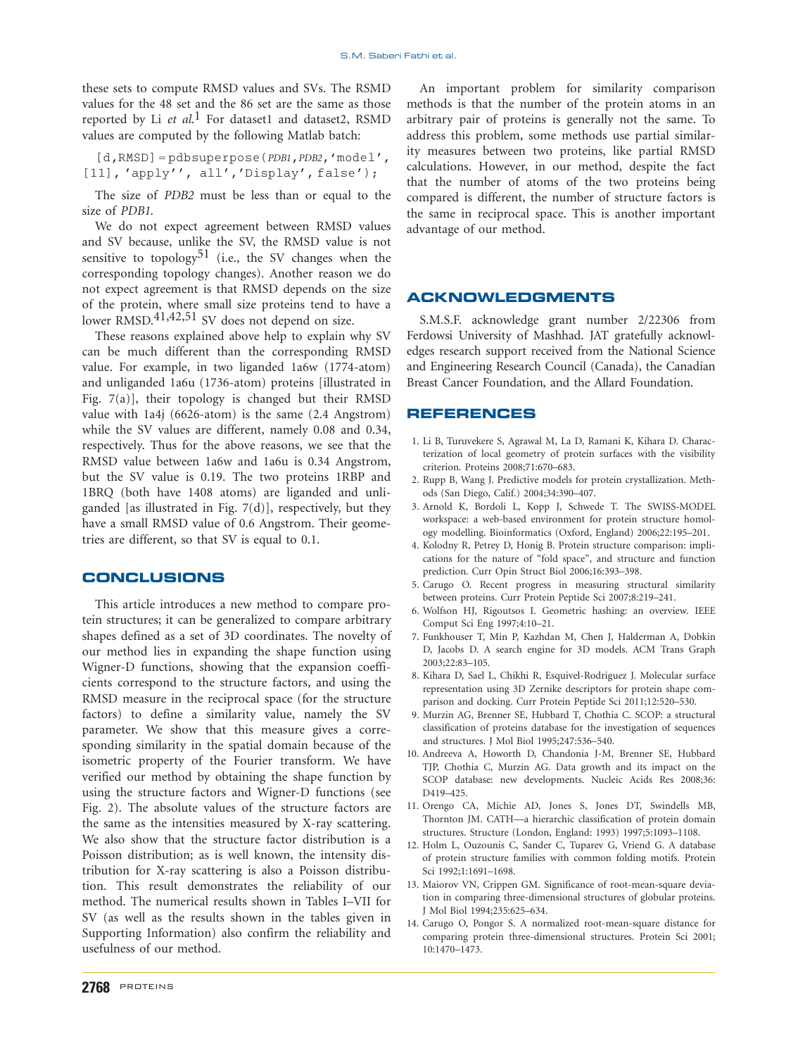these sets to compute RMSD values and SVs. The RSMD values for the 48 set and the 86 set are the same as those reported by Li *et al.*[1] For dataset1 and dataset2, RSMD values are computed by the following Matlab batch:

```
[d,RMSD] = pdbsuperpose(PDB1,PDB2,'model',[11],'apply'', all','Display',false');
```

The size of *PDB2* must be less than or equal to the size of *PDB1*.

We do not expect agreement between RMSD values and SV because, unlike the SV, the RMSD value is not sensitive to topology[51] (i.e., the SV changes when the corresponding topology changes). Another reason we do not expect agreement is that RMSD depends on the size of the protein, where small size proteins tend to have a lower RMSD.[41,42,51] SV does not depend on size.

These reasons explained above help to explain why SV can be much different than the corresponding RMSD value. For example, in two liganded 1a6w (1774-atom) and unliganded 1a6u (1736-atom) proteins [illustrated in Fig. 7(a)], their topology is changed but their RMSD value with 1a4j (6626-atom) is the same (2.4 Angstrom) while the SV values are different, namely 0.08 and 0.34, respectively. Thus for the above reasons, we see that the RMSD value between 1a6w and 1a6u is 0.34 Angstrom, but the SV value is 0.19. The two proteins 1RBP and 1BRQ (both have 1408 atoms) are liganded and unliganded [as illustrated in Fig. 7(d)], respectively, but they have a small RMSD value of 0.6 Angstrom. Their geometries are different, so that SV is equal to 0.1.

## CONCLUSIONS

This article introduces a new method to compare protein structures; it can be generalized to compare arbitrary shapes defined as a set of 3D coordinates. The novelty of our method lies in expanding the shape function using Wigner-D functions, showing that the expansion coefficients correspond to the structure factors, and using the RMSD measure in the reciprocal space (for the structure factors) to define a similarity value, namely the SV parameter. We show that this measure gives a corresponding similarity in the spatial domain because of the isometric property of the Fourier transform. We have verified our method by obtaining the shape function by using the structure factors and Wigner-D functions (see Fig. 2). The absolute values of the structure factors are the same as the intensities measured by X-ray scattering. We also show that the structure factor distribution is a Poisson distribution; as is well known, the intensity distribution for X-ray scattering is also a Poisson distribution. This result demonstrates the reliability of our method. The numerical results shown in Tables I–VII for SV (as well as the results shown in the tables given in Supporting Information) also confirm the reliability and usefulness of our method.

An important problem for similarity comparison methods is that the number of the protein atoms in an arbitrary pair of proteins is generally not the same. To address this problem, some methods use partial similarity measures between two proteins, like partial RMSD calculations. However, in our method, despite the fact that the number of atoms of the two proteins being compared is different, the number of structure factors is the same in reciprocal space. This is another important advantage of our method.

## ACKNOWLEDGMENTS

S.M.S.F. acknowledge grant number 2/22306 from Ferdowsi University of Mashhad. JAT gratefully acknowledges research support received from the National Science and Engineering Research Council (Canada), the Canadian Breast Cancer Foundation, and the Allard Foundation.

## REFERENCES

1. Li B, Turuvekere S, Agrawal M, La D, Ramani K, Kihara D. Characterization of local geometry of protein surfaces with the visibility criterion. Proteins 2008;71:670–683.
2. Rupp B, Wang J. Predictive models for protein crystallization. Methods (San Diego, Calif.) 2004;34:390–407.
3. Arnold K, Bordoli L, Kopp J, Schwede T. The SWISS-MODEL workspace: a web-based environment for protein structure homology modelling. Bioinformatics (Oxford, England) 2006;22:195–201.
4. Kolodny R, Petrey D, Honig B. Protein structure comparison: implications for the nature of "fold space", and structure and function prediction. Curr Opin Struct Biol 2006;16:393–398.
5. Carugo O. Recent progress in measuring structural similarity between proteins. Curr Protein Peptide Sci 2007;8:219–241.
6. Wolfson HJ, Rigoutsos I. Geometric hashing: an overview. IEEE Comput Sci Eng 1997;4:10–21.
7. Funkhouser T, Min P, Kazhdan M, Chen J, Halderman A, Dobkin D, Jacobs D. A search engine for 3D models. ACM Trans Graph 2003;22:83–105.
8. Kihara D, Sael L, Chikhi R, Esquivel-Rodriguez J. Molecular surface representation using 3D Zernike descriptors for protein shape comparison and docking. Curr Protein Peptide Sci 2011;12:520–530.
9. Murzin AG, Brenner SE, Hubbard T, Chothia C. SCOP: a structural classification of proteins database for the investigation of sequences and structures. J Mol Biol 1995;247:536–540.
10. Andreeva A, Howorth D, Chandonia J-M, Brenner SE, Hubbard TJP, Chothia C, Murzin AG. Data growth and its impact on the SCOP database: new developments. Nucleic Acids Res 2008;36:D419–425.
11. Orengo CA, Michie AD, Jones S, Jones DT, Swindells MB, Thornton JM. CATH—a hierarchic classification of protein domain structures. Structure (London, England: 1993) 1997;5:1093–1108.
12. Holm L, Ouzounis C, Sander C, Tuparev G, Vriend G. A database of protein structure families with common folding motifs. Protein Sci 1992;1:1691–1698.
13. Maiorov VN, Crippen GM. Significance of root-mean-square deviation in comparing three-dimensional structures of globular proteins. J Mol Biol 1994;235:625–634.
14. Carugo O, Pongor S. A normalized root-mean-square distance for comparing protein three-dimensional structures. Protein Sci 2001;10:1470–1473.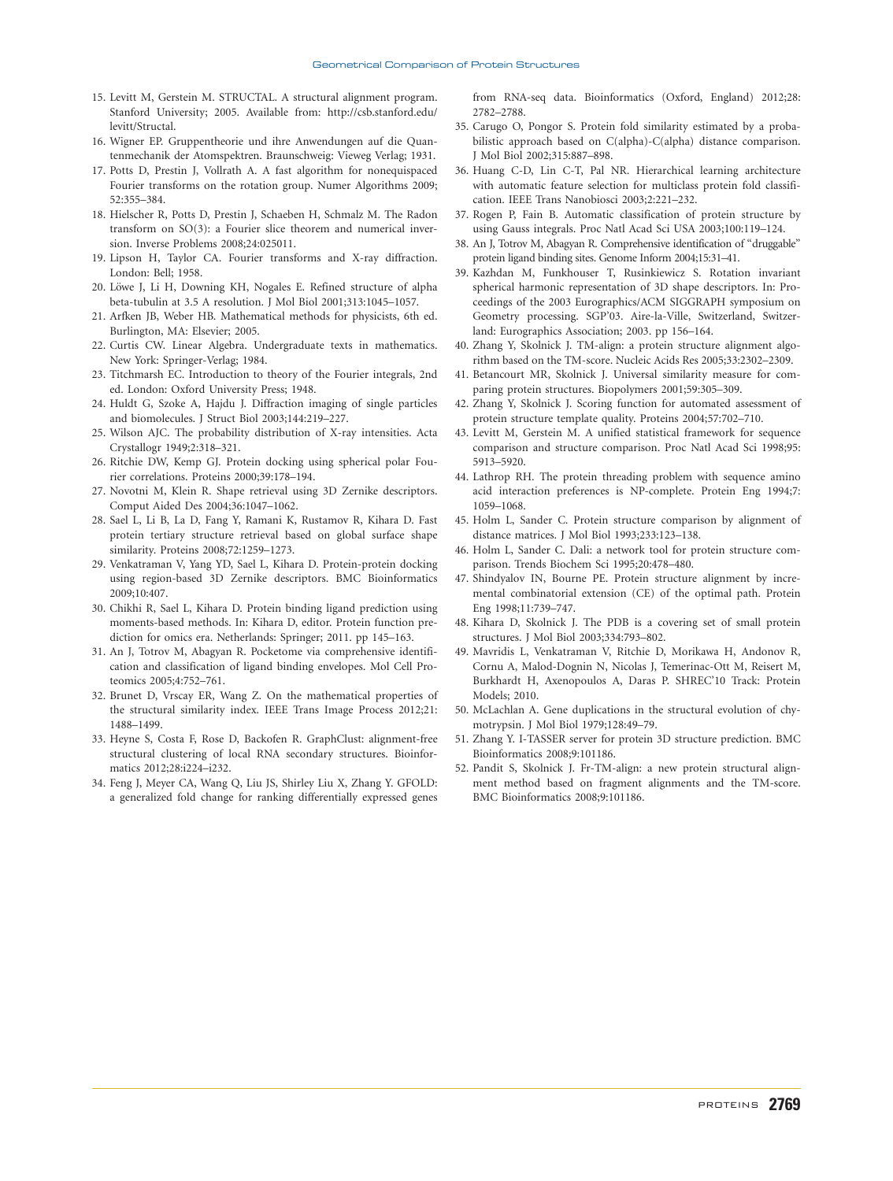15. Levitt M, Gerstein M. STRUCTAL. A structural alignment program. Stanford University; 2005. Available from: http://csb.stanford.edu/levitt/Structal.
16. Wigner EP. Gruppentheorie und ihre Anwendungen auf die Quantenmechanik der Atomspektren. Braunschweig: Vieweg Verlag; 1931.
17. Potts D, Prestin J, Vollrath A. A fast algorithm for nonequispaced Fourier transforms on the rotation group. Numer Algorithms 2009; 52:355–384.
18. Hielscher R, Potts D, Prestin J, Schaeben H, Schmalz M. The Radon transform on SO(3): a Fourier slice theorem and numerical inversion. Inverse Problems 2008;24:025011.
19. Lipson H, Taylor CA. Fourier transforms and X-ray diffraction. London: Bell; 1958.
20. Löwe J, Li H, Downing KH, Nogales E. Refined structure of alpha beta-tubulin at 3.5 A resolution. J Mol Biol 2001;313:1045–1057.
21. Arfken JB, Weber HB. Mathematical methods for physicists, 6th ed. Burlington, MA: Elsevier; 2005.
22. Curtis CW. Linear Algebra. Undergraduate texts in mathematics. New York: Springer-Verlag; 1984.
23. Titchmarsh EC. Introduction to theory of the Fourier integrals, 2nd ed. London: Oxford University Press; 1948.
24. Huldt G, Szoke A, Hajdu J. Diffraction imaging of single particles and biomolecules. J Struct Biol 2003;144:219–227.
25. Wilson AJC. The probability distribution of X-ray intensities. Acta Crystallogr 1949;2:318–321.
26. Ritchie DW, Kemp GJ. Protein docking using spherical polar Fourier correlations. Proteins 2000;39:178–194.
27. Novotni M, Klein R. Shape retrieval using 3D Zernike descriptors. Comput Aided Des 2004;36:1047–1062.
28. Sael L, Li B, La D, Fang Y, Ramani K, Rustamov R, Kihara D. Fast protein tertiary structure retrieval based on global surface shape similarity. Proteins 2008;72:1259–1273.
29. Venkatraman V, Yang YD, Sael L, Kihara D. Protein-protein docking using region-based 3D Zernike descriptors. BMC Bioinformatics 2009;10:407.
30. Chikhi R, Sael L, Kihara D. Protein binding ligand prediction using moments-based methods. In: Kihara D, editor. Protein function prediction for omics era. Netherlands: Springer; 2011. pp 145–163.
31. An J, Totrov M, Abagyan R. Pocketome via comprehensive identification and classification of ligand binding envelopes. Mol Cell Proteomics 2005;4:752–761.
32. Brunet D, Vrscay ER, Wang Z. On the mathematical properties of the structural similarity index. IEEE Trans Image Process 2012;21: 1488–1499.
33. Heyne S, Costa F, Rose D, Backofen R. GraphClust: alignment-free structural clustering of local RNA secondary structures. Bioinformatics 2012;28:i224–i232.
34. Feng J, Meyer CA, Wang Q, Liu JS, Shirley Liu X, Zhang Y. GFOLD: a generalized fold change for ranking differentially expressed genes from RNA-seq data. Bioinformatics (Oxford, England) 2012;28: 2782–2788.
35. Carugo O, Pongor S. Protein fold similarity estimated by a probabilistic approach based on C(alpha)-C(alpha) distance comparison. J Mol Biol 2002;315:887–898.
36. Huang C-D, Lin C-T, Pal NR. Hierarchical learning architecture with automatic feature selection for multiclass protein fold classification. IEEE Trans Nanobiosci 2003;2:221–232.
37. Rogen P, Fain B. Automatic classification of protein structure by using Gauss integrals. Proc Natl Acad Sci USA 2003;100:119–124.
38. An J, Totrov M, Abagyan R. Comprehensive identification of "druggable" protein ligand binding sites. Genome Inform 2004;15:31–41.
39. Kazhdan M, Funkhouser T, Rusinkiewicz S. Rotation invariant spherical harmonic representation of 3D shape descriptors. In: Proceedings of the 2003 Eurographics/ACM SIGGRAPH symposium on Geometry processing. SGP'03. Aire-la-Ville, Switzerland, Switzerland: Eurographics Association; 2003. pp 156–164.
40. Zhang Y, Skolnick J. TM-align: a protein structure alignment algorithm based on the TM-score. Nucleic Acids Res 2005;33:2302–2309.
41. Betancourt MR, Skolnick J. Universal similarity measure for comparing protein structures. Biopolymers 2001;59:305–309.
42. Zhang Y, Skolnick J. Scoring function for automated assessment of protein structure template quality. Proteins 2004;57:702–710.
43. Levitt M, Gerstein M. A unified statistical framework for sequence comparison and structure comparison. Proc Natl Acad Sci 1998;95: 5913–5920.
44. Lathrop RH. The protein threading problem with sequence amino acid interaction preferences is NP-complete. Protein Eng 1994;7: 1059–1068.
45. Holm L, Sander C. Protein structure comparison by alignment of distance matrices. J Mol Biol 1993;233:123–138.
46. Holm L, Sander C. Dali: a network tool for protein structure comparison. Trends Biochem Sci 1995;20:478–480.
47. Shindyalov IN, Bourne PE. Protein structure alignment by incremental combinatorial extension (CE) of the optimal path. Protein Eng 1998;11:739–747.
48. Kihara D, Skolnick J. The PDB is a covering set of small protein structures. J Mol Biol 2003;334:793–802.
49. Mavridis L, Venkatraman V, Ritchie D, Morikawa H, Andonov R, Cornu A, Malod-Dognin N, Nicolas J, Temerinac-Ott M, Reisert M, Burkhardt H, Axenopoulos A, Daras P. SHREC'10 Track: Protein Models; 2010.
50. McLachlan A. Gene duplications in the structural evolution of chymotrypsin. J Mol Biol 1979;128:49–79.
51. Zhang Y. I-TASSER server for protein 3D structure prediction. BMC Bioinformatics 2008;9:101186.
52. Pandit S, Skolnick J. Fr-TM-align: a new protein structural alignment method based on fragment alignments and the TM-score. BMC Bioinformatics 2008;9:101186.